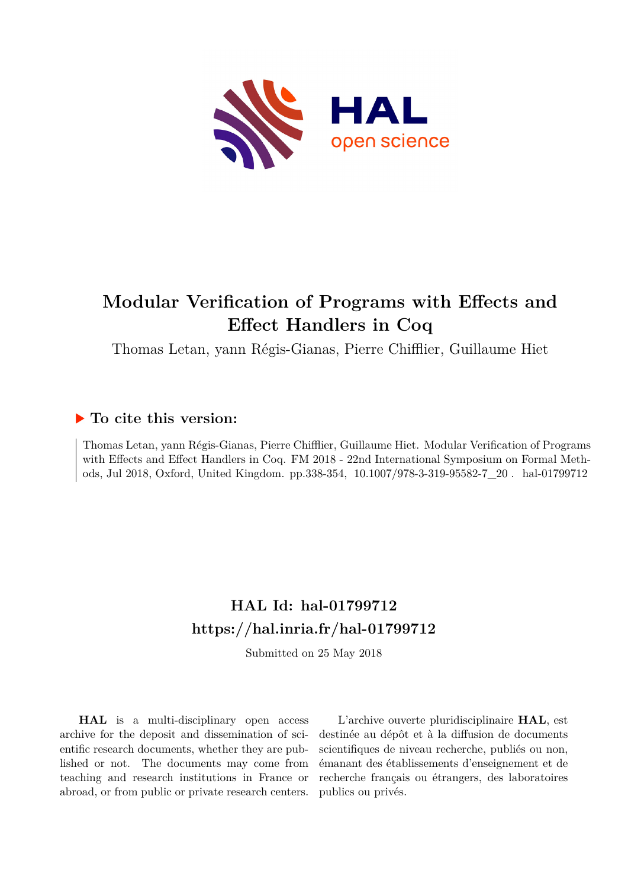# Modular Verification of Programs with Effects and Effect Handlers in Coq

Thomas Letan, yann Régis-Gianas, Pierre Chifflier, Guillaume Hiet

## ▶ To cite this version:

Thomas Letan, yann Régis-Gianas, Pierre Chifflier, Guillaume Hiet. Modular Verification of Programs with Effects and Effect Handlers in Coq. FM 2018 - 22nd International Symposium on Formal Methods, Jul 2018, Oxford, United Kingdom. pp.338-354, 10.1007/978-3-319-95582-7_20 . hal-01799712

## HAL Id: hal-01799712
## https://hal.inria.fr/hal-01799712

Submitted on 25 May 2018

**HAL** is a multi-disciplinary open access archive for the deposit and dissemination of scientific research documents, whether they are published or not. The documents may come from teaching and research institutions in France or abroad, or from public or private research centers.

L'archive ouverte pluridisciplinaire **HAL**, est destinée au dépôt et à la diffusion de documents scientifiques de niveau recherche, publiés ou non, émanant des établissements d'enseignement et de recherche français ou étrangers, des laboratoires publics ou privés.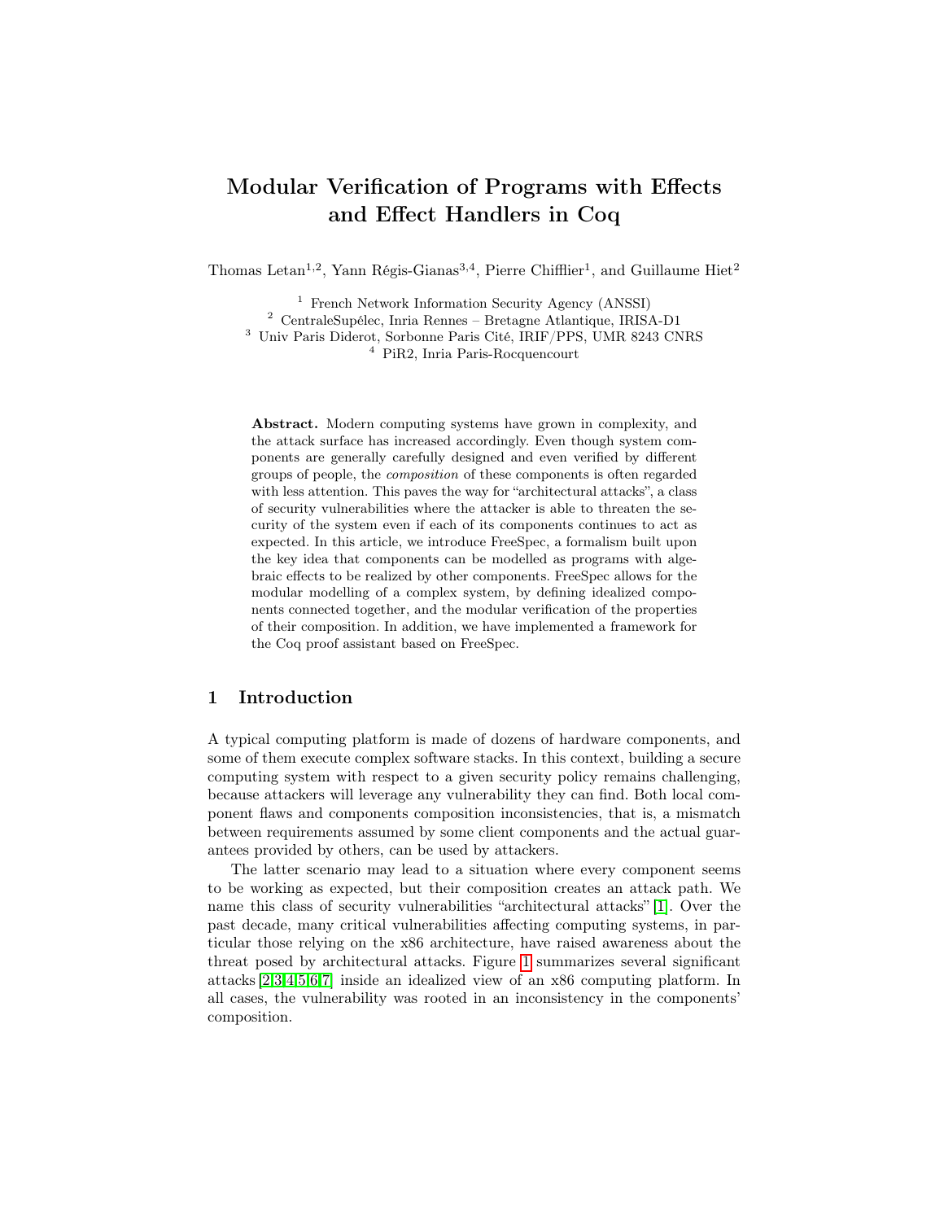# Modular Verification of Programs with Effects and Effect Handlers in Coq

Thomas Letan[1,2], Yann Régis-Gianas[3,4], Pierre Chifflier[1], and Guillaume Hiet[2]

[1] French Network Information Security Agency (ANSSI)
[2] CentraleSupélec, Inria Rennes – Bretagne Atlantique, IRISA-D1
[3] Univ Paris Diderot, Sorbonne Paris Cité, IRIF/PPS, UMR 8243 CNRS
[4] PiR2, Inria Paris-Rocquencourt

**Abstract.** Modern computing systems have grown in complexity, and the attack surface has increased accordingly. Even though system components are generally carefully designed and even verified by different groups of people, the *composition* of these components is often regarded with less attention. This paves the way for "architectural attacks", a class of security vulnerabilities where the attacker is able to threaten the security of the system even if each of its components continues to act as expected. In this article, we introduce FreeSpec, a formalism built upon the key idea that components can be modelled as programs with algebraic effects to be realized by other components. FreeSpec allows for the modular modelling of a complex system, by defining idealized components connected together, and the modular verification of the properties of their composition. In addition, we have implemented a framework for the Coq proof assistant based on FreeSpec.

## 1 Introduction

A typical computing platform is made of dozens of hardware components, and some of them execute complex software stacks. In this context, building a secure computing system with respect to a given security policy remains challenging, because attackers will leverage any vulnerability they can find. Both local component flaws and components composition inconsistencies, that is, a mismatch between requirements assumed by some client components and the actual guarantees provided by others, can be used by attackers.

The latter scenario may lead to a situation where every component seems to be working as expected, but their composition creates an attack path. We name this class of security vulnerabilities "architectural attacks" [1]. Over the past decade, many critical vulnerabilities affecting computing systems, in particular those relying on the x86 architecture, have raised awareness about the threat posed by architectural attacks. Figure 1 summarizes several significant attacks [2,3,4,5,6,7] inside an idealized view of an x86 computing platform. In all cases, the vulnerability was rooted in an inconsistency in the components' composition.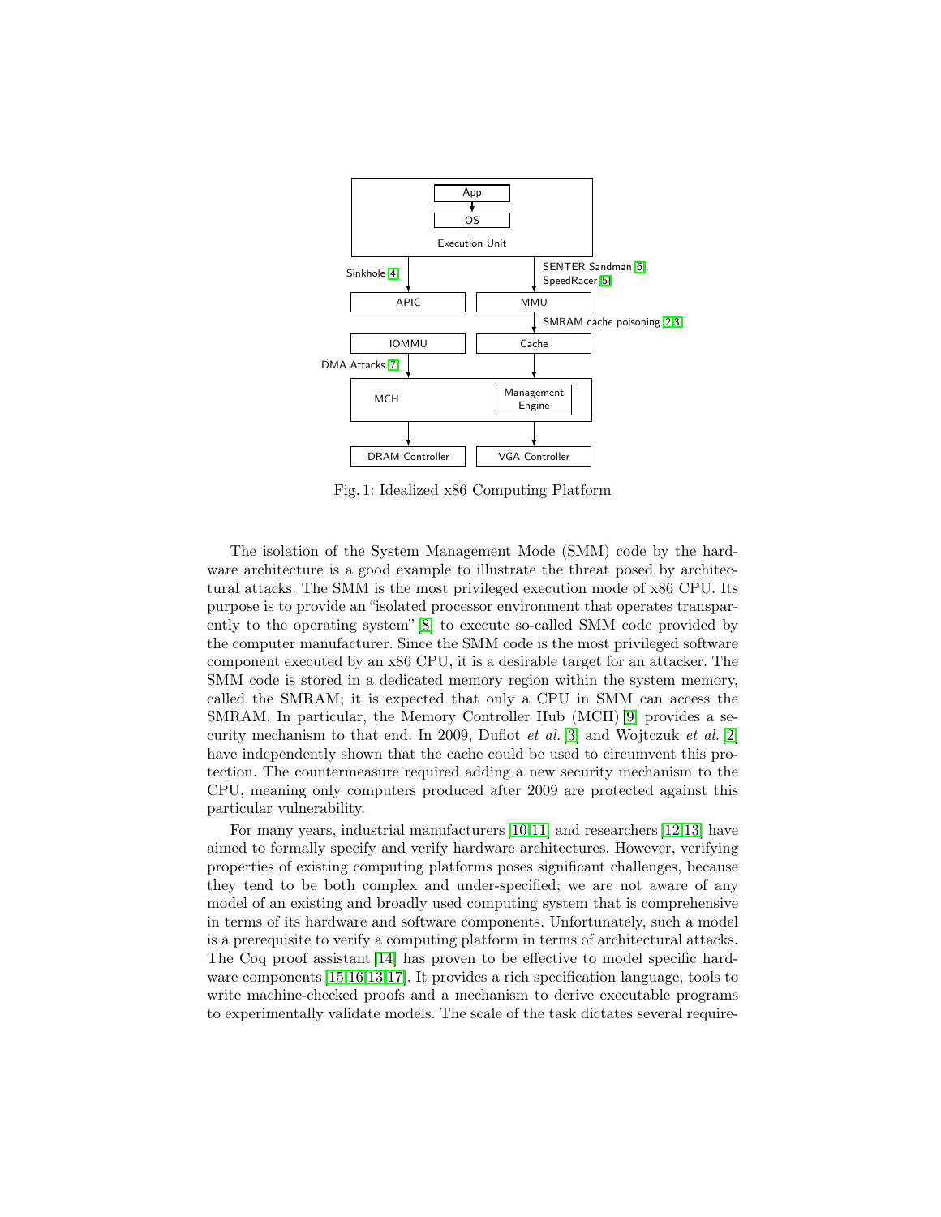Fig. 1: Idealized x86 Computing Platform

The isolation of the System Management Mode (SMM) code by the hardware architecture is a good example to illustrate the threat posed by architectural attacks. The SMM is the most privileged execution mode of x86 CPU. Its purpose is to provide an "isolated processor environment that operates transparently to the operating system" [8] to execute so-called SMM code provided by the computer manufacturer. Since the SMM code is the most privileged software component executed by an x86 CPU, it is a desirable target for an attacker. The SMM code is stored in a dedicated memory region within the system memory, called the SMRAM; it is expected that only a CPU in SMM can access the SMRAM. In particular, the Memory Controller Hub (MCH) [9] provides a security mechanism to that end. In 2009, Duflot *et al.* [3] and Wojtczuk *et al.* [2] have independently shown that the cache could be used to circumvent this protection. The countermeasure required adding a new security mechanism to the CPU, meaning only computers produced after 2009 are protected against this particular vulnerability.

For many years, industrial manufacturers [10,11] and researchers [12,13] have aimed to formally specify and verify hardware architectures. However, verifying properties of existing computing platforms poses significant challenges, because they tend to be both complex and under-specified; we are not aware of any model of an existing and broadly used computing system that is comprehensive in terms of its hardware and software components. Unfortunately, such a model is a prerequisite to verify a computing platform in terms of architectural attacks. The Coq proof assistant [14] has proven to be effective to model specific hardware components [15,16,13,17]. It provides a rich specification language, tools to write machine-checked proofs and a mechanism to derive executable programs to experimentally validate models. The scale of the task dictates several require-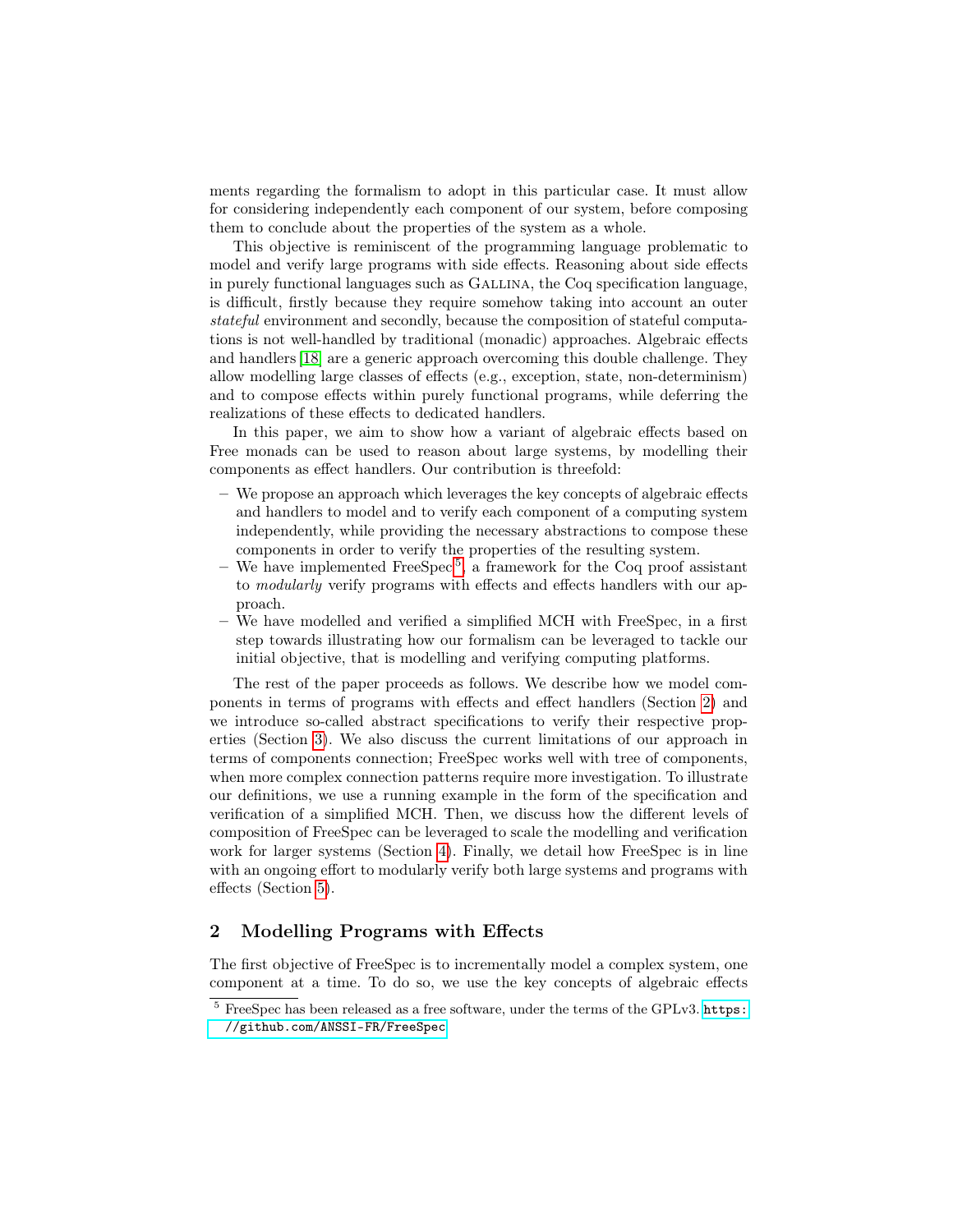ments regarding the formalism to adopt in this particular case. It must allow for considering independently each component of our system, before composing them to conclude about the properties of the system as a whole.

This objective is reminiscent of the programming language problematic to model and verify large programs with side effects. Reasoning about side effects in purely functional languages such as Gallina, the Coq specification language, is difficult, firstly because they require somehow taking into account an outer *stateful* environment and secondly, because the composition of stateful computations is not well-handled by traditional (monadic) approaches. Algebraic effects and handlers [18] are a generic approach overcoming this double challenge. They allow modelling large classes of effects (e.g., exception, state, non-determinism) and to compose effects within purely functional programs, while deferring the realizations of these effects to dedicated handlers.

In this paper, we aim to show how a variant of algebraic effects based on Free monads can be used to reason about large systems, by modelling their components as effect handlers. Our contribution is threefold:

- We propose an approach which leverages the key concepts of algebraic effects and handlers to model and to verify each component of a computing system independently, while providing the necessary abstractions to compose these components in order to verify the properties of the resulting system.
- We have implemented FreeSpec[5], a framework for the Coq proof assistant to *modularly* verify programs with effects and effects handlers with our approach.
- We have modelled and verified a simplified MCH with FreeSpec, in a first step towards illustrating how our formalism can be leveraged to tackle our initial objective, that is modelling and verifying computing platforms.

The rest of the paper proceeds as follows. We describe how we model components in terms of programs with effects and effect handlers (Section 2) and we introduce so-called abstract specifications to verify their respective properties (Section 3). We also discuss the current limitations of our approach in terms of components connection; FreeSpec works well with tree of components, when more complex connection patterns require more investigation. To illustrate our definitions, we use a running example in the form of the specification and verification of a simplified MCH. Then, we discuss how the different levels of composition of FreeSpec can be leveraged to scale the modelling and verification work for larger systems (Section 4). Finally, we detail how FreeSpec is in line with an ongoing effort to modularly verify both large systems and programs with effects (Section 5).

## 2 Modelling Programs with Effects

The first objective of FreeSpec is to incrementally model a complex system, one component at a time. To do so, we use the key concepts of algebraic effects

[5] FreeSpec has been released as a free software, under the terms of the GPLv3. https://github.com/ANSSI-FR/FreeSpec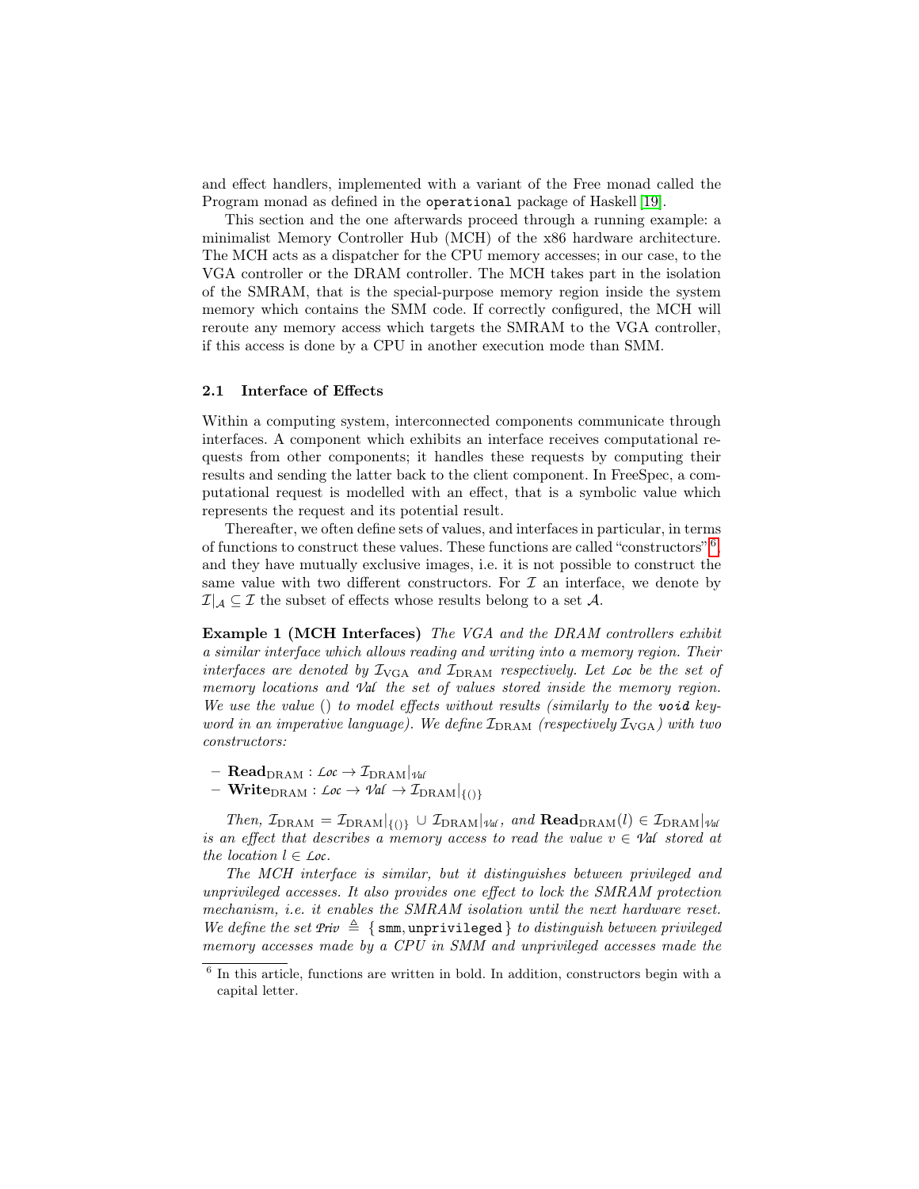and effect handlers, implemented with a variant of the Free monad called the Program monad as defined in the `operational` package of Haskell [19].

This section and the one afterwards proceed through a running example: a minimalist Memory Controller Hub (MCH) of the x86 hardware architecture. The MCH acts as a dispatcher for the CPU memory accesses; in our case, to the VGA controller or the DRAM controller. The MCH takes part in the isolation of the SMRAM, that is the special-purpose memory region inside the system memory which contains the SMM code. If correctly configured, the MCH will reroute any memory access which targets the SMRAM to the VGA controller, if this access is done by a CPU in another execution mode than SMM.

### 2.1 Interface of Effects

Within a computing system, interconnected components communicate through interfaces. A component which exhibits an interface receives computational requests from other components; it handles these requests by computing their results and sending the latter back to the client component. In FreeSpec, a computational request is modelled with an effect, that is a symbolic value which represents the request and its potential result.

Thereafter, we often define sets of values, and interfaces in particular, in terms of functions to construct these values. These functions are called "constructors" [6], and they have mutually exclusive images, i.e. it is not possible to construct the same value with two different constructors. For $\mathcal{I}$ an interface, we denote by $\mathcal{I}|_{\mathcal{A}} \subseteq \mathcal{I}$ the subset of effects whose results belong to a set $\mathcal{A}$.

**Example 1 (MCH Interfaces)** *The VGA and the DRAM controllers exhibit a similar interface which allows reading and writing into a memory region. Their interfaces are denoted by $\mathcal{I}_{\text{VGA}}$ and $\mathcal{I}_{\text{DRAM}}$ respectively. Let $\mathcal{Loc}$ be the set of memory locations and $\mathcal{Val}$ the set of values stored inside the memory region. We use the value () to model effects without results (similarly to the **void** keyword in an imperative language). We define $\mathcal{I}_{\text{DRAM}}$ (respectively $\mathcal{I}_{\text{VGA}}$) with two constructors:*

- $\mathbf{Read}_{\text{DRAM}} : \mathcal{Loc} \rightarrow \mathcal{I}_{\text{DRAM}}|_{\mathcal{Val}}$
- $\mathbf{Write}_{\text{DRAM}} : \mathcal{Loc} \rightarrow \mathcal{Val} \rightarrow \mathcal{I}_{\text{DRAM}}|_{\{()\}}$

*Then, $\mathcal{I}_{\text{DRAM}} = \mathcal{I}_{\text{DRAM}}|_{\{()\}} \cup \mathcal{I}_{\text{DRAM}}|_{\mathcal{Val}}$, and $\mathbf{Read}_{\text{DRAM}}(l) \in \mathcal{I}_{\text{DRAM}}|_{\mathcal{Val}}$ is an effect that describes a memory access to read the value $v \in \mathcal{Val}$ stored at the location $l \in \mathcal{Loc}$.*

*The MCH interface is similar, but it distinguishes between privileged and unprivileged accesses. It also provides one effect to lock the SMRAM protection mechanism, i.e. it enables the SMRAM isolation until the next hardware reset. We define the set $\mathcal{Priv} \triangleq \{\,\texttt{smm}, \texttt{unprivileged}\,\}$ to distinguish between privileged memory accesses made by a CPU in SMM and unprivileged accesses made the*

[6] In this article, functions are written in bold. In addition, constructors begin with a capital letter.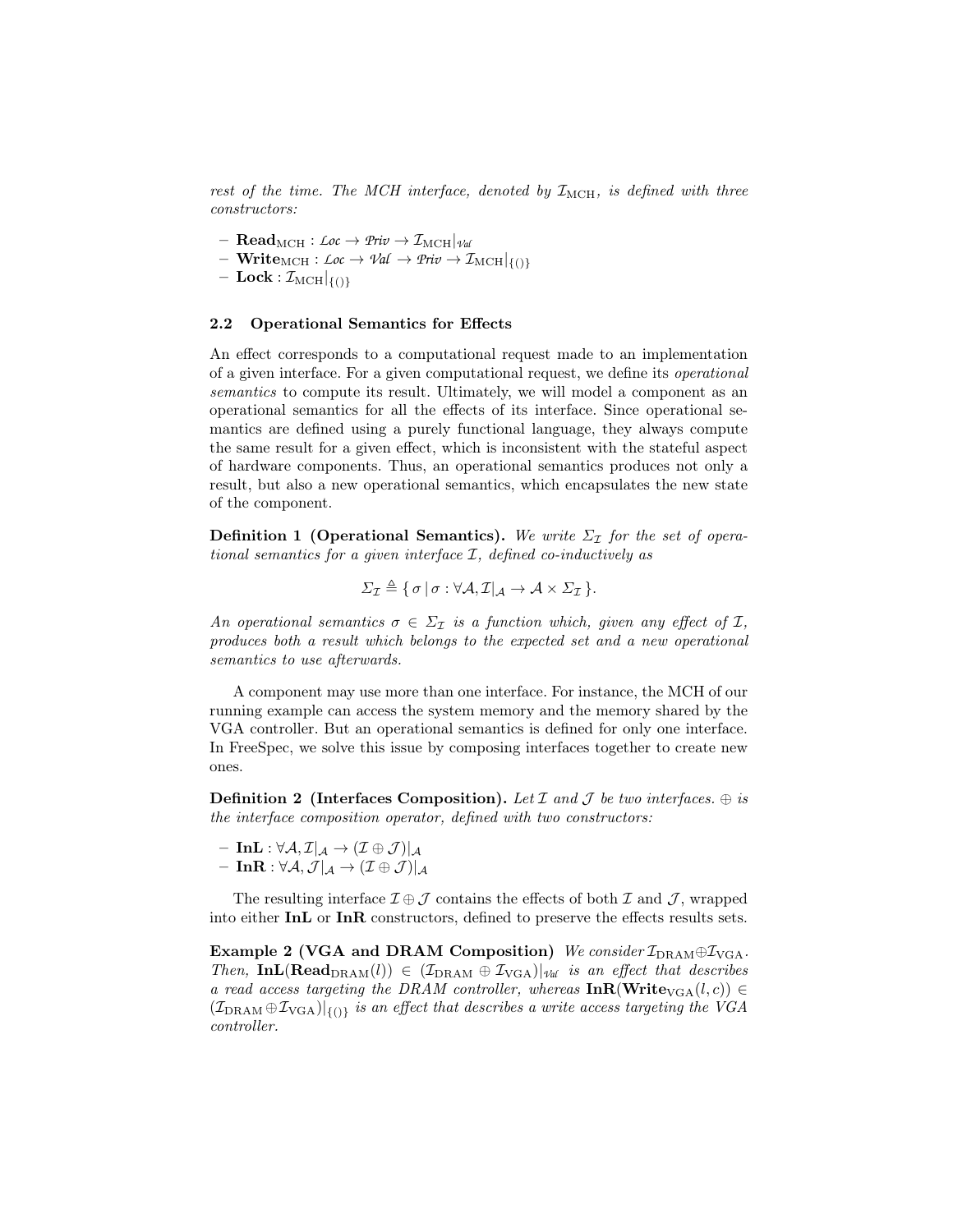*rest of the time. The MCH interface, denoted by $\mathcal{I}_{\text{MCH}}$, is defined with three constructors:*

- $\textbf{Read}_{\text{MCH}} : \mathcal{Loc} \to \mathcal{Priv} \to \mathcal{I}_{\text{MCH}}|_{\mathcal{Val}}$
- $\textbf{Write}_{\text{MCH}} : \mathcal{Loc} \to \mathcal{Val} \to \mathcal{Priv} \to \mathcal{I}_{\text{MCH}}|_{\{()\}}$
- $\textbf{Lock} : \mathcal{I}_{\text{MCH}}|_{\{()\}}$

### 2.2 Operational Semantics for Effects

An effect corresponds to a computational request made to an implementation of a given interface. For a given computational request, we define its *operational semantics* to compute its result. Ultimately, we will model a component as an operational semantics for all the effects of its interface. Since operational semantics are defined using a purely functional language, they always compute the same result for a given effect, which is inconsistent with the stateful aspect of hardware components. Thus, an operational semantics produces not only a result, but also a new operational semantics, which encapsulates the new state of the component.

**Definition 1 (Operational Semantics).** *We write $\Sigma_{\mathcal{I}}$ for the set of operational semantics for a given interface $\mathcal{I}$, defined co-inductively as*

$$\Sigma_{\mathcal{I}} \triangleq \{ \, \sigma \mid \sigma : \forall \mathcal{A}, \mathcal{I}|_{\mathcal{A}} \to \mathcal{A} \times \Sigma_{\mathcal{I}} \, \}.$$

*An operational semantics $\sigma \in \Sigma_{\mathcal{I}}$ is a function which, given any effect of $\mathcal{I}$, produces both a result which belongs to the expected set and a new operational semantics to use afterwards.*

A component may use more than one interface. For instance, the MCH of our running example can access the system memory and the memory shared by the VGA controller. But an operational semantics is defined for only one interface. In FreeSpec, we solve this issue by composing interfaces together to create new ones.

**Definition 2 (Interfaces Composition).** *Let $\mathcal{I}$ and $\mathcal{J}$ be two interfaces. $\oplus$ is the interface composition operator, defined with two constructors:*

- $\textbf{InL} : \forall \mathcal{A}, \mathcal{I}|_{\mathcal{A}} \to (\mathcal{I} \oplus \mathcal{J})|_{\mathcal{A}}$
- $\textbf{InR} : \forall \mathcal{A}, \mathcal{J}|_{\mathcal{A}} \to (\mathcal{I} \oplus \mathcal{J})|_{\mathcal{A}}$

The resulting interface $\mathcal{I} \oplus \mathcal{J}$ contains the effects of both $\mathcal{I}$ and $\mathcal{J}$, wrapped into either **InL** or **InR** constructors, defined to preserve the effects results sets.

**Example 2 (VGA and DRAM Composition)** *We consider $\mathcal{I}_{\text{DRAM}} \oplus \mathcal{I}_{\text{VGA}}$. Then, $\textbf{InL}(\textbf{Read}_{\text{DRAM}}(l)) \in (\mathcal{I}_{\text{DRAM}} \oplus \mathcal{I}_{\text{VGA}})|_{\mathcal{Val}}$ is an effect that describes a read access targeting the DRAM controller, whereas $\textbf{InR}(\textbf{Write}_{\text{VGA}}(l, c)) \in (\mathcal{I}_{\text{DRAM}} \oplus \mathcal{I}_{\text{VGA}})|_{\{()\}}$ is an effect that describes a write access targeting the VGA controller.*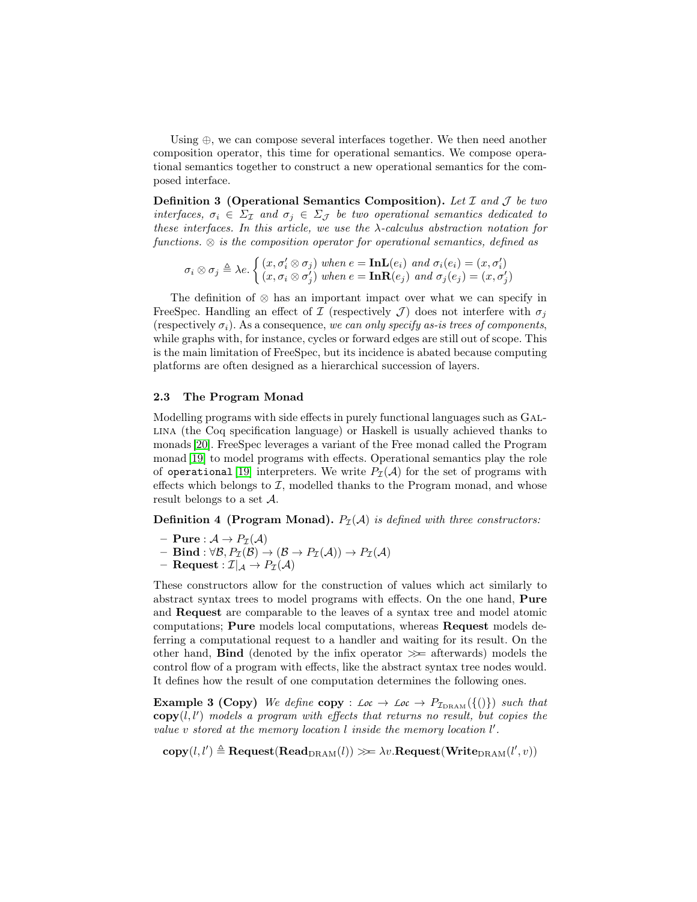Using $\oplus$, we can compose several interfaces together. We then need another composition operator, this time for operational semantics. We compose operational semantics together to construct a new operational semantics for the composed interface.

**Definition 3 (Operational Semantics Composition).** *Let $\mathcal{I}$ and $\mathcal{J}$ be two interfaces, $\sigma_i \in \Sigma_{\mathcal{I}}$ and $\sigma_j \in \Sigma_{\mathcal{J}}$ be two operational semantics dedicated to these interfaces. In this article, we use the $\lambda$-calculus abstraction notation for functions. $\otimes$ is the composition operator for operational semantics, defined as*

$$\sigma_i \otimes \sigma_j \triangleq \lambda e. \begin{cases} (x, \sigma_i' \otimes \sigma_j) \text{ when } e = \mathbf{InL}(e_i) \text{ and } \sigma_i(e_i) = (x, \sigma_i') \\ (x, \sigma_i \otimes \sigma_j') \text{ when } e = \mathbf{InR}(e_j) \text{ and } \sigma_j(e_j) = (x, \sigma_j') \end{cases}$$

The definition of $\otimes$ has an important impact over what we can specify in FreeSpec. Handling an effect of $\mathcal{I}$ (respectively $\mathcal{J}$) does not interfere with $\sigma_j$ (respectively $\sigma_i$). As a consequence, *we can only specify as-is trees of components*, while graphs with, for instance, cycles or forward edges are still out of scope. This is the main limitation of FreeSpec, but its incidence is abated because computing platforms are often designed as a hierarchical succession of layers.

### 2.3 The Program Monad

Modelling programs with side effects in purely functional languages such as Gallina (the Coq specification language) or Haskell is usually achieved thanks to monads [20]. FreeSpec leverages a variant of the Free monad called the Program monad [19] to model programs with effects. Operational semantics play the role of `operational` [19] interpreters. We write $P_{\mathcal{I}}(\mathcal{A})$ for the set of programs with effects which belongs to $\mathcal{I}$, modelled thanks to the Program monad, and whose result belongs to a set $\mathcal{A}$.

**Definition 4 (Program Monad).** *$P_{\mathcal{I}}(\mathcal{A})$ is defined with three constructors:*

- $\mathbf{Pure} : \mathcal{A} \rightarrow P_{\mathcal{I}}(\mathcal{A})$
- $\mathbf{Bind} : \forall \mathcal{B}, P_{\mathcal{I}}(\mathcal{B}) \rightarrow (\mathcal{B} \rightarrow P_{\mathcal{I}}(\mathcal{A})) \rightarrow P_{\mathcal{I}}(\mathcal{A})$
- $\mathbf{Request} : \mathcal{I}|_{\mathcal{A}} \rightarrow P_{\mathcal{I}}(\mathcal{A})$

These constructors allow for the construction of values which act similarly to abstract syntax trees to model programs with effects. On the one hand, **Pure** and **Request** are comparable to the leaves of a syntax tree and model atomic computations; **Pure** models local computations, whereas **Request** models deferring a computational request to a handler and waiting for its result. On the other hand, **Bind** (denoted by the infix operator $\gg\!=$ afterwards) models the control flow of a program with effects, like the abstract syntax tree nodes would. It defines how the result of one computation determines the following ones.

**Example 3 (Copy)** *We define* $\mathbf{copy} : \mathcal{Loc} \rightarrow \mathcal{Loc} \rightarrow P_{\mathcal{I}_{\text{DRAM}}}(\{()\})$ *such that* $\mathbf{copy}(l, l')$ *models a program with effects that returns no result, but copies the value $v$ stored at the memory location $l$ inside the memory location $l'$.*

$$\mathbf{copy}(l, l') \triangleq \mathbf{Request}(\mathbf{Read}_{\text{DRAM}}(l)) \gg\!= \lambda v. \mathbf{Request}(\mathbf{Write}_{\text{DRAM}}(l', v))$$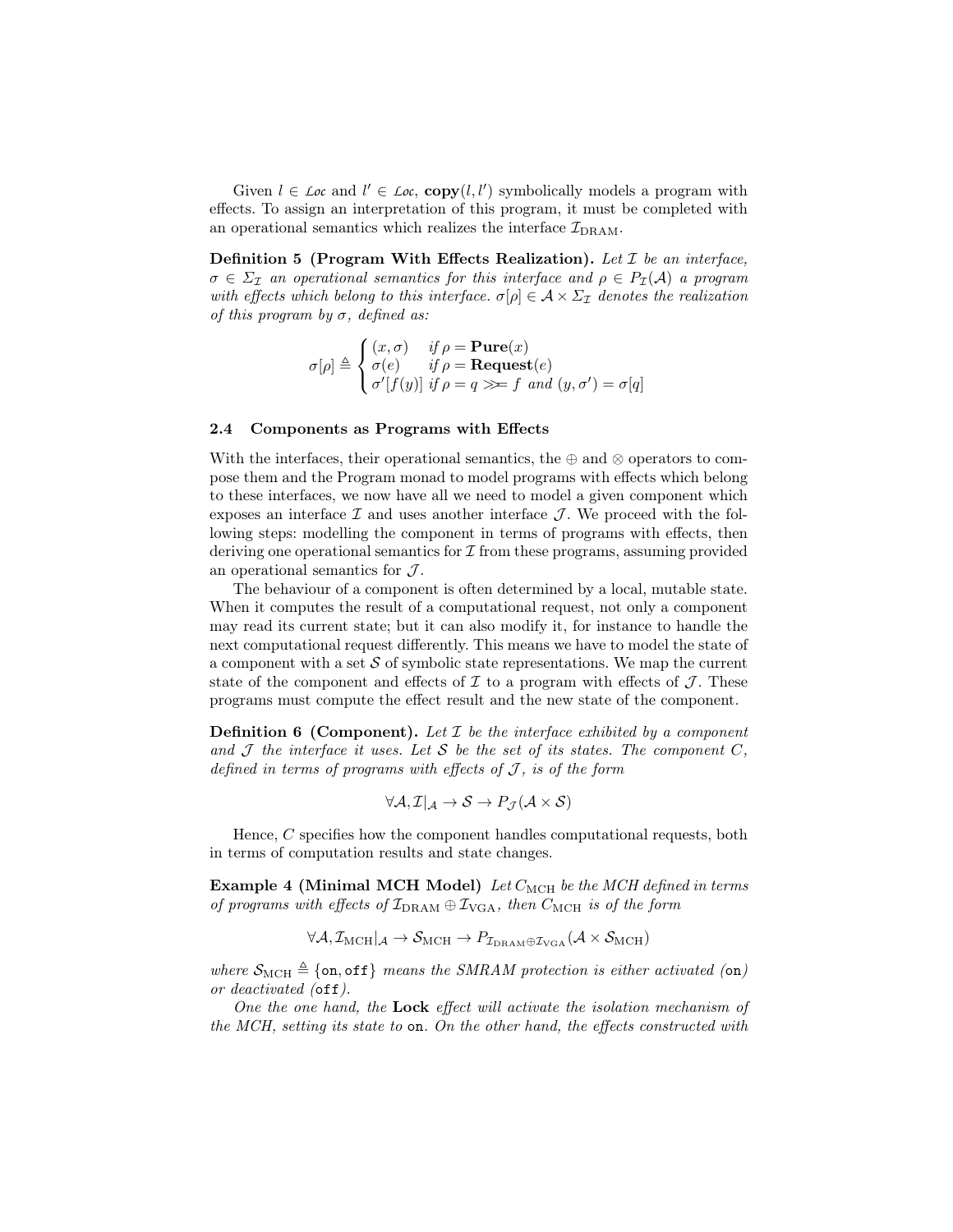Given $l \in \mathcal{Loc}$ and $l' \in \mathcal{Loc}$, $\mathbf{copy}(l, l')$ symbolically models a program with effects. To assign an interpretation of this program, it must be completed with an operational semantics which realizes the interface $\mathcal{I}_{\text{DRAM}}$.

**Definition 5 (Program With Effects Realization).** *Let $\mathcal{I}$ be an interface, $\sigma \in \Sigma_{\mathcal{I}}$ an operational semantics for this interface and $\rho \in P_{\mathcal{I}}(\mathcal{A})$ a program with effects which belong to this interface. $\sigma[\rho] \in \mathcal{A} \times \Sigma_{\mathcal{I}}$ denotes the realization of this program by $\sigma$, defined as:*

$$\sigma[\rho] \triangleq \begin{cases} (x, \sigma) & \text{if } \rho = \mathbf{Pure}(x) \\ \sigma(e) & \text{if } \rho = \mathbf{Request}(e) \\ \sigma'[f(y)] & \text{if } \rho = q \gg\!= f \text{ and } (y, \sigma') = \sigma[q] \end{cases}$$

### 2.4 Components as Programs with Effects

With the interfaces, their operational semantics, the $\oplus$ and $\otimes$ operators to compose them and the Program monad to model programs with effects which belong to these interfaces, we now have all we need to model a given component which exposes an interface $\mathcal{I}$ and uses another interface $\mathcal{J}$. We proceed with the following steps: modelling the component in terms of programs with effects, then deriving one operational semantics for $\mathcal{I}$ from these programs, assuming provided an operational semantics for $\mathcal{J}$.

The behaviour of a component is often determined by a local, mutable state. When it computes the result of a computational request, not only a component may read its current state; but it can also modify it, for instance to handle the next computational request differently. This means we have to model the state of a component with a set $\mathcal{S}$ of symbolic state representations. We map the current state of the component and effects of $\mathcal{I}$ to a program with effects of $\mathcal{J}$. These programs must compute the effect result and the new state of the component.

**Definition 6 (Component).** *Let $\mathcal{I}$ be the interface exhibited by a component and $\mathcal{J}$ the interface it uses. Let $\mathcal{S}$ be the set of its states. The component $C$, defined in terms of programs with effects of $\mathcal{J}$, is of the form*

$$\forall \mathcal{A}, \mathcal{I}|_{\mathcal{A}} \rightarrow \mathcal{S} \rightarrow P_{\mathcal{J}}(\mathcal{A} \times \mathcal{S})$$

Hence, $C$ specifies how the component handles computational requests, both in terms of computation results and state changes.

**Example 4 (Minimal MCH Model)** *Let $C_{\text{MCH}}$ be the MCH defined in terms of programs with effects of $\mathcal{I}_{\text{DRAM}} \oplus \mathcal{I}_{\text{VGA}}$, then $C_{\text{MCH}}$ is of the form*

$$\forall \mathcal{A}, \mathcal{I}_{\text{MCH}}|_{\mathcal{A}} \rightarrow \mathcal{S}_{\text{MCH}} \rightarrow P_{\mathcal{I}_{\text{DRAM}} \oplus \mathcal{I}_{\text{VGA}}}(\mathcal{A} \times \mathcal{S}_{\text{MCH}})$$

*where $\mathcal{S}_{\text{MCH}} \triangleq \{\texttt{on}, \texttt{off}\}$ means the SMRAM protection is either activated (*`on`*) or deactivated (*`off`*).*

*One the one hand, the* **Lock** *effect will activate the isolation mechanism of the MCH, setting its state to* `on`*. On the other hand, the effects constructed with*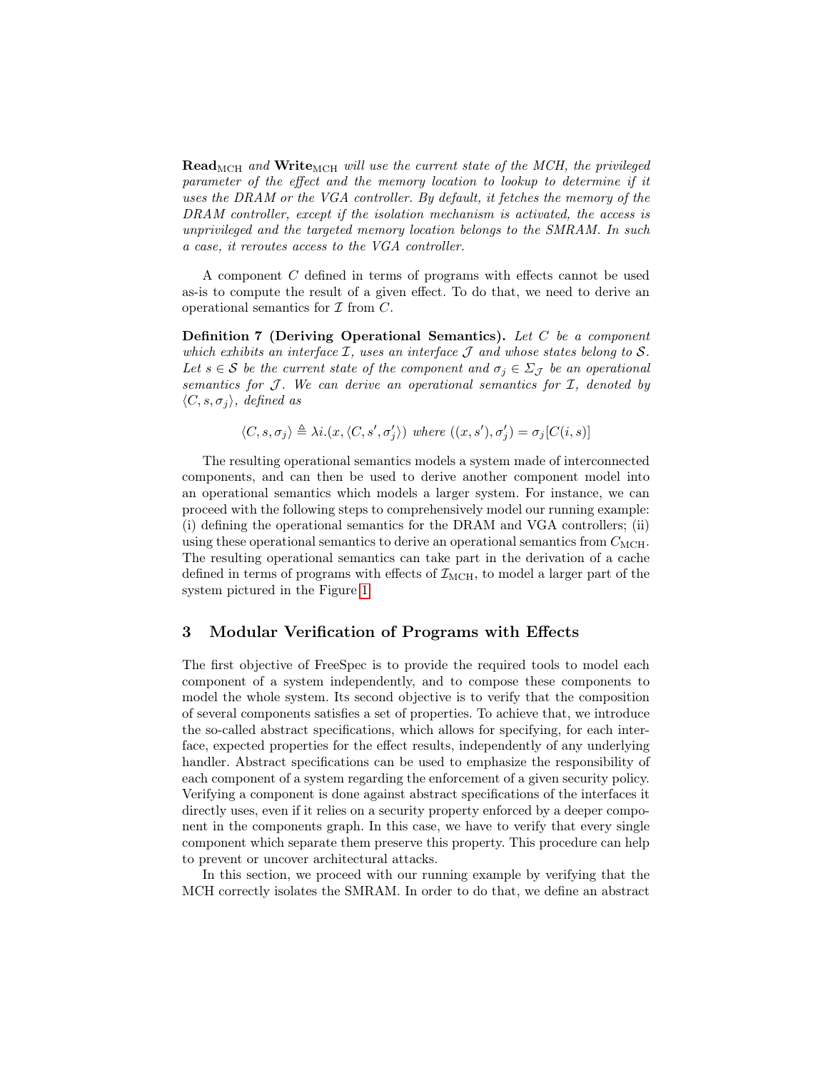***Read***$_{\text{MCH}}$ *and* ***Write***$_{\text{MCH}}$ *will use the current state of the MCH, the privileged parameter of the effect and the memory location to lookup to determine if it uses the DRAM or the VGA controller. By default, it fetches the memory of the DRAM controller, except if the isolation mechanism is activated, the access is unprivileged and the targeted memory location belongs to the SMRAM. In such a case, it reroutes access to the VGA controller.*

A component $C$ defined in terms of programs with effects cannot be used as-is to compute the result of a given effect. To do that, we need to derive an operational semantics for $\mathcal{I}$ from $C$.

**Definition 7 (Deriving Operational Semantics).** *Let $C$ be a component which exhibits an interface $\mathcal{I}$, uses an interface $\mathcal{J}$ and whose states belong to $\mathcal{S}$. Let $s \in \mathcal{S}$ be the current state of the component and $\sigma_j \in \Sigma_{\mathcal{J}}$ be an operational semantics for $\mathcal{J}$. We can derive an operational semantics for $\mathcal{I}$, denoted by $\langle C, s, \sigma_j \rangle$, defined as*

$$\langle C, s, \sigma_j \rangle \triangleq \lambda i.(x, \langle C, s', \sigma'_j \rangle) \text{ where } ((x, s'), \sigma'_j) = \sigma_j[C(i, s)]$$

The resulting operational semantics models a system made of interconnected components, and can then be used to derive another component model into an operational semantics which models a larger system. For instance, we can proceed with the following steps to comprehensively model our running example: (i) defining the operational semantics for the DRAM and VGA controllers; (ii) using these operational semantics to derive an operational semantics from $C_{\text{MCH}}$. The resulting operational semantics can take part in the derivation of a cache defined in terms of programs with effects of $\mathcal{I}_{\text{MCH}}$, to model a larger part of the system pictured in the Figure 1.

## 3 Modular Verification of Programs with Effects

The first objective of FreeSpec is to provide the required tools to model each component of a system independently, and to compose these components to model the whole system. Its second objective is to verify that the composition of several components satisfies a set of properties. To achieve that, we introduce the so-called abstract specifications, which allows for specifying, for each interface, expected properties for the effect results, independently of any underlying handler. Abstract specifications can be used to emphasize the responsibility of each component of a system regarding the enforcement of a given security policy. Verifying a component is done against abstract specifications of the interfaces it directly uses, even if it relies on a security property enforced by a deeper component in the components graph. In this case, we have to verify that every single component which separate them preserve this property. This procedure can help to prevent or uncover architectural attacks.

In this section, we proceed with our running example by verifying that the MCH correctly isolates the SMRAM. In order to do that, we define an abstract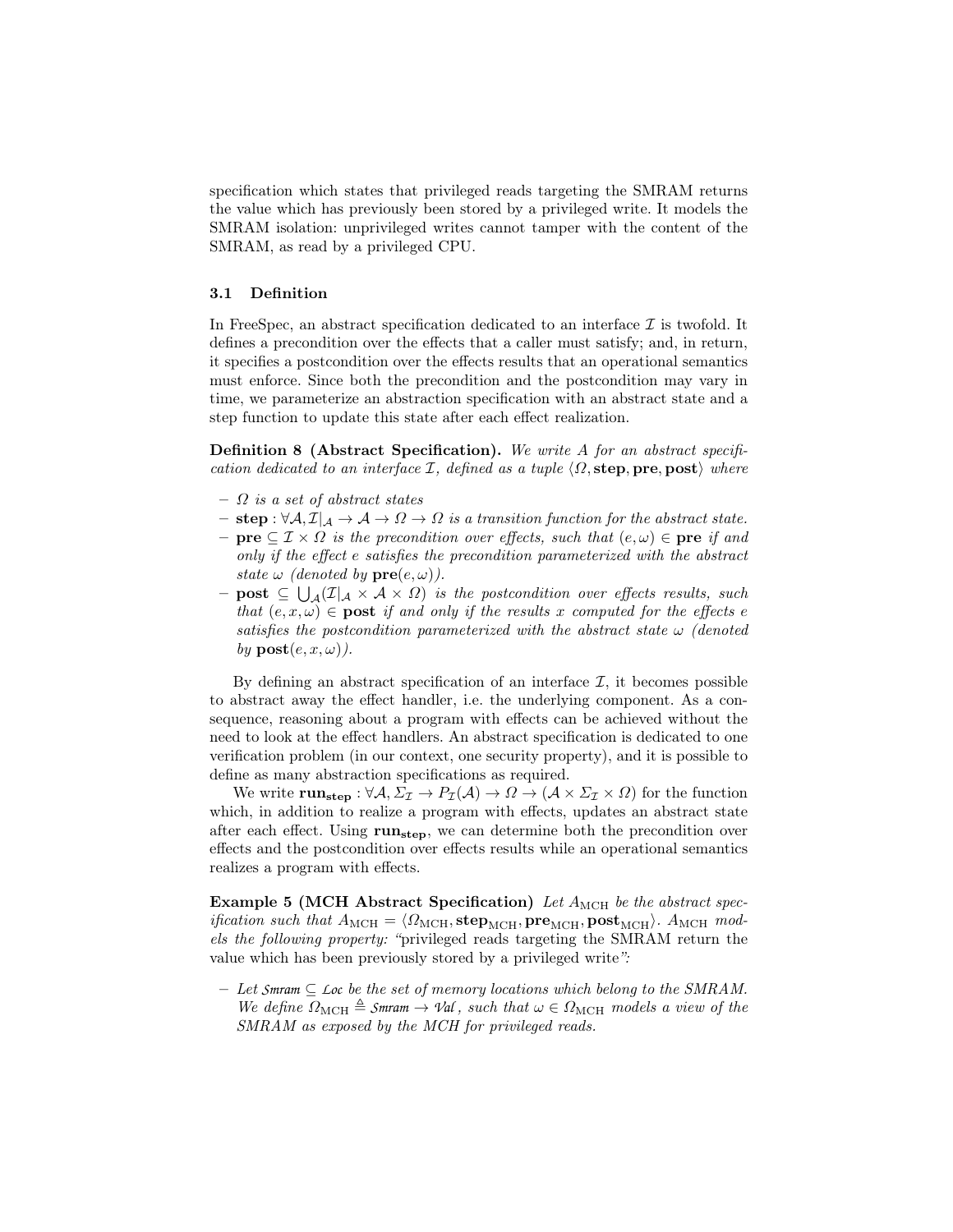specification which states that privileged reads targeting the SMRAM returns the value which has previously been stored by a privileged write. It models the SMRAM isolation: unprivileged writes cannot tamper with the content of the SMRAM, as read by a privileged CPU.

### 3.1 Definition

In FreeSpec, an abstract specification dedicated to an interface $\mathcal{I}$ is twofold. It defines a precondition over the effects that a caller must satisfy; and, in return, it specifies a postcondition over the effects results that an operational semantics must enforce. Since both the precondition and the postcondition may vary in time, we parameterize an abstraction specification with an abstract state and a step function to update this state after each effect realization.

**Definition 8 (Abstract Specification).** *We write $A$ for an abstract specification dedicated to an interface $\mathcal{I}$, defined as a tuple $\langle \Omega, \mathbf{step}, \mathbf{pre}, \mathbf{post} \rangle$ where*

- *$\Omega$ is a set of abstract states*
- *$\mathbf{step} : \forall \mathcal{A}, \mathcal{I}|_{\mathcal{A}} \to \mathcal{A} \to \Omega \to \Omega$ is a transition function for the abstract state.*
- *$\mathbf{pre} \subseteq \mathcal{I} \times \Omega$ is the precondition over effects, such that $(e, \omega) \in \mathbf{pre}$ if and only if the effect $e$ satisfies the precondition parameterized with the abstract state $\omega$ (denoted by $\mathbf{pre}(e, \omega)$).*
- *$\mathbf{post} \subseteq \bigcup_{\mathcal{A}} (\mathcal{I}|_{\mathcal{A}} \times \mathcal{A} \times \Omega)$ is the postcondition over effects results, such that $(e, x, \omega) \in \mathbf{post}$ if and only if the results $x$ computed for the effects $e$ satisfies the postcondition parameterized with the abstract state $\omega$ (denoted by $\mathbf{post}(e, x, \omega)$).*

By defining an abstract specification of an interface $\mathcal{I}$, it becomes possible to abstract away the effect handler, i.e. the underlying component. As a consequence, reasoning about a program with effects can be achieved without the need to look at the effect handlers. An abstract specification is dedicated to one verification problem (in our context, one security property), and it is possible to define as many abstraction specifications as required.

We write $\mathbf{run_{step}} : \forall \mathcal{A}, \Sigma_{\mathcal{I}} \to P_{\mathcal{I}}(\mathcal{A}) \to \Omega \to (\mathcal{A} \times \Sigma_{\mathcal{I}} \times \Omega)$ for the function which, in addition to realize a program with effects, updates an abstract state after each effect. Using $\mathbf{run_{step}}$, we can determine both the precondition over effects and the postcondition over effects results while an operational semantics realizes a program with effects.

**Example 5 (MCH Abstract Specification)** *Let $A_{\text{MCH}}$ be the abstract specification such that $A_{\text{MCH}} = \langle \Omega_{\text{MCH}}, \mathbf{step}_{\text{MCH}}, \mathbf{pre}_{\text{MCH}}, \mathbf{post}_{\text{MCH}} \rangle$. $A_{\text{MCH}}$ models the following property:* "privileged reads targeting the SMRAM return the value which has been previously stored by a privileged write"*:*

- *Let $\mathcal{Smram} \subseteq \mathcal{Loc}$ be the set of memory locations which belong to the SMRAM. We define $\Omega_{\text{MCH}} \triangleq \mathcal{Smram} \to \mathcal{Val}$, such that $\omega \in \Omega_{\text{MCH}}$ models a view of the SMRAM as exposed by the MCH for privileged reads.*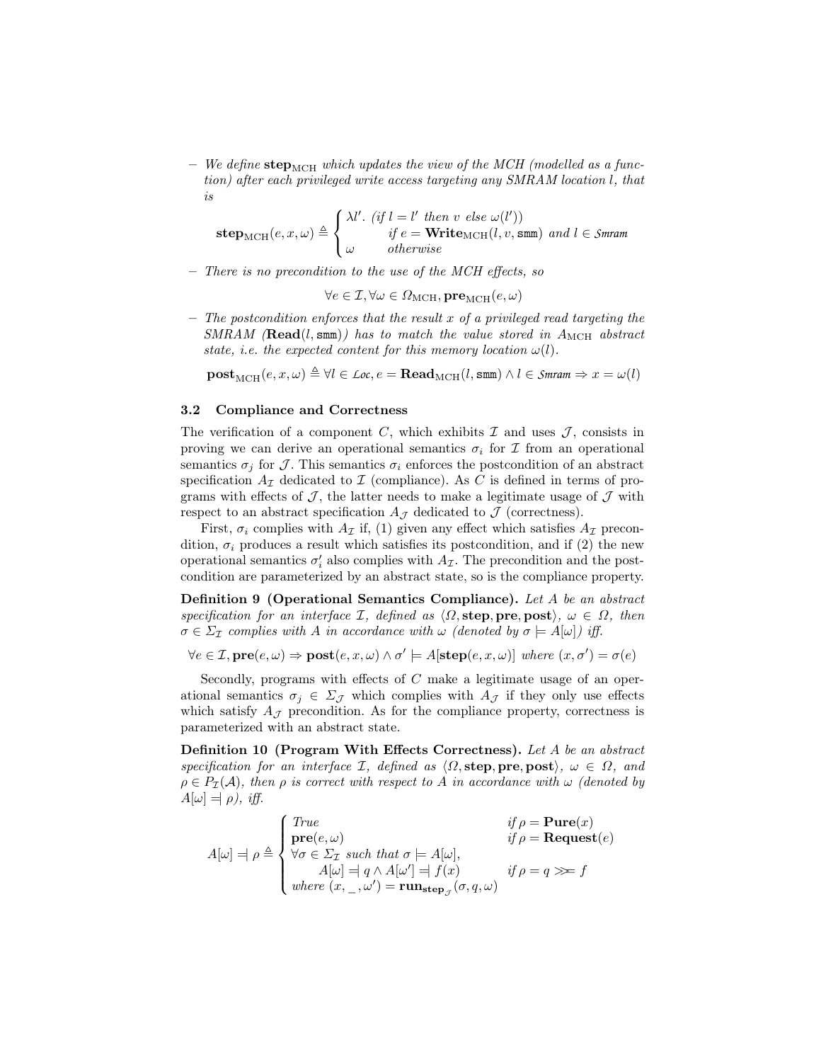– *We define* $\mathbf{step}_{\text{MCH}}$ *which updates the view of the MCH (modelled as a function) after each privileged write access targeting any SMRAM location* $l$*, that is*

$$\mathbf{step}_{\text{MCH}}(e, x, \omega) \triangleq \begin{cases} \lambda l'.\ (\mathit{if}\ l = l'\ \mathit{then}\ v\ \mathit{else}\ \omega(l')) \\ \qquad\quad \mathit{if}\ e = \mathbf{Write}_{\text{MCH}}(l, v, \texttt{smm})\ \mathit{and}\ l \in \mathcal{S}\mathit{mram} \\ \omega \qquad \mathit{otherwise} \end{cases}$$

– *There is no precondition to the use of the MCH effects, so*

$$\forall e \in \mathcal{I}, \forall \omega \in \Omega_{\text{MCH}}, \mathbf{pre}_{\text{MCH}}(e, \omega)$$

– *The postcondition enforces that the result* $x$ *of a privileged read targeting the SMRAM (*$\mathbf{Read}(l, \texttt{smm})$*) has to match the value stored in* $A_{\text{MCH}}$ *abstract state, i.e. the expected content for this memory location* $\omega(l)$*.*

$$\mathbf{post}_{\text{MCH}}(e, x, \omega) \triangleq \forall l \in \mathcal{L}oc, e = \mathbf{Read}_{\text{MCH}}(l, \texttt{smm}) \wedge l \in \mathcal{S}\mathit{mram} \Rightarrow x = \omega(l)$$

### 3.2 Compliance and Correctness

The verification of a component $C$, which exhibits $\mathcal{I}$ and uses $\mathcal{J}$, consists in proving we can derive an operational semantics $\sigma_i$ for $\mathcal{I}$ from an operational semantics $\sigma_j$ for $\mathcal{J}$. This semantics $\sigma_i$ enforces the postcondition of an abstract specification $A_{\mathcal{I}}$ dedicated to $\mathcal{I}$ (compliance). As $C$ is defined in terms of programs with effects of $\mathcal{J}$, the latter needs to make a legitimate usage of $\mathcal{J}$ with respect to an abstract specification $A_{\mathcal{J}}$ dedicated to $\mathcal{J}$ (correctness).

First, $\sigma_i$ complies with $A_{\mathcal{I}}$ if, (1) given any effect which satisfies $A_{\mathcal{I}}$ precondition, $\sigma_i$ produces a result which satisfies its postcondition, and if (2) the new operational semantics $\sigma_i'$ also complies with $A_{\mathcal{I}}$. The precondition and the postcondition are parameterized by an abstract state, so is the compliance property.

**Definition 9 (Operational Semantics Compliance).** *Let* $A$ *be an abstract specification for an interface* $\mathcal{I}$*, defined as* $\langle \Omega, \mathbf{step}, \mathbf{pre}, \mathbf{post} \rangle$*,* $\omega \in \Omega$*, then* $\sigma \in \Sigma_{\mathcal{I}}$ *complies with* $A$ *in accordance with* $\omega$ *(denoted by* $\sigma \models A[\omega]$*) iff.*

$$\forall e \in \mathcal{I}, \mathbf{pre}(e, \omega) \Rightarrow \mathbf{post}(e, x, \omega) \wedge \sigma' \models A[\mathbf{step}(e, x, \omega)] \ \mathit{where}\ (x, \sigma') = \sigma(e)$$

Secondly, programs with effects of $C$ make a legitimate usage of an operational semantics $\sigma_j \in \Sigma_{\mathcal{J}}$ which complies with $A_{\mathcal{J}}$ if they only use effects which satisfy $A_{\mathcal{J}}$ precondition. As for the compliance property, correctness is parameterized with an abstract state.

**Definition 10 (Program With Effects Correctness).** *Let* $A$ *be an abstract specification for an interface* $\mathcal{I}$*, defined as* $\langle \Omega, \mathbf{step}, \mathbf{pre}, \mathbf{post} \rangle$*,* $\omega \in \Omega$*, and* $\rho \in P_{\mathcal{I}}(\mathcal{A})$*, then* $\rho$ *is correct with respect to* $A$ *in accordance with* $\omega$ *(denoted by* $A[\omega] \Dashv \rho$*), iff.*

$$A[\omega] \Dashv \rho \triangleq \begin{cases} \mathit{True} & \mathit{if}\ \rho = \mathbf{Pure}(x) \\ \mathbf{pre}(e, \omega) & \mathit{if}\ \rho = \mathbf{Request}(e) \\ \forall \sigma \in \Sigma_{\mathcal{I}}\ \mathit{such\ that}\ \sigma \models A[\omega], & \\ \qquad A[\omega] \Dashv q \wedge A[\omega'] \Dashv f(x) & \mathit{if}\ \rho = q \gg\!= f \\ \mathit{where}\ (x, \_, \omega') = \mathbf{run}_{\mathbf{step}_{\mathcal{J}}}(\sigma, q, \omega) & \end{cases}$$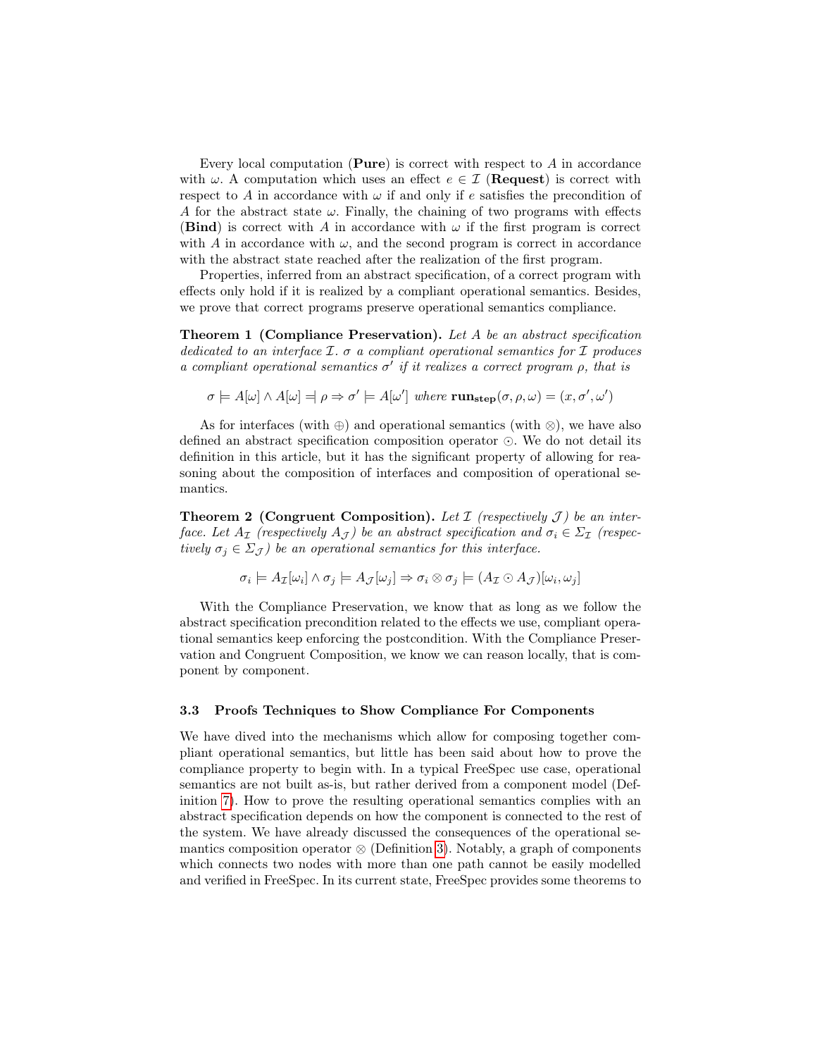Every local computation (**Pure**) is correct with respect to $A$ in accordance with $\omega$. A computation which uses an effect $e \in \mathcal{I}$ (**Request**) is correct with respect to $A$ in accordance with $\omega$ if and only if $e$ satisfies the precondition of $A$ for the abstract state $\omega$. Finally, the chaining of two programs with effects (**Bind**) is correct with $A$ in accordance with $\omega$ if the first program is correct with $A$ in accordance with $\omega$, and the second program is correct in accordance with the abstract state reached after the realization of the first program.

Properties, inferred from an abstract specification, of a correct program with effects only hold if it is realized by a compliant operational semantics. Besides, we prove that correct programs preserve operational semantics compliance.

**Theorem 1 (Compliance Preservation).** *Let $A$ be an abstract specification dedicated to an interface $\mathcal{I}$. $\sigma$ a compliant operational semantics for $\mathcal{I}$ produces a compliant operational semantics $\sigma'$ if it realizes a correct program $\rho$, that is*

$$\sigma \models A[\omega] \wedge A[\omega] \mathrel{=\!\!|} \rho \Rightarrow \sigma' \models A[\omega'] \text{ where } \mathbf{run_{step}}(\sigma, \rho, \omega) = (x, \sigma', \omega')$$

As for interfaces (with $\oplus$) and operational semantics (with $\otimes$), we have also defined an abstract specification composition operator $\odot$. We do not detail its definition in this article, but it has the significant property of allowing for reasoning about the composition of interfaces and composition of operational semantics.

**Theorem 2 (Congruent Composition).** *Let $\mathcal{I}$ (respectively $\mathcal{J}$) be an interface. Let $A_\mathcal{I}$ (respectively $A_\mathcal{J}$) be an abstract specification and $\sigma_i \in \Sigma_\mathcal{I}$ (respectively $\sigma_j \in \Sigma_\mathcal{J}$) be an operational semantics for this interface.*

$$\sigma_i \models A_\mathcal{I}[\omega_i] \wedge \sigma_j \models A_\mathcal{J}[\omega_j] \Rightarrow \sigma_i \otimes \sigma_j \models (A_\mathcal{I} \odot A_\mathcal{J})[\omega_i, \omega_j]$$

With the Compliance Preservation, we know that as long as we follow the abstract specification precondition related to the effects we use, compliant operational semantics keep enforcing the postcondition. With the Compliance Preservation and Congruent Composition, we know we can reason locally, that is component by component.

### 3.3 Proofs Techniques to Show Compliance For Components

We have dived into the mechanisms which allow for composing together compliant operational semantics, but little has been said about how to prove the compliance property to begin with. In a typical FreeSpec use case, operational semantics are not built as-is, but rather derived from a component model (Definition 7). How to prove the resulting operational semantics complies with an abstract specification depends on how the component is connected to the rest of the system. We have already discussed the consequences of the operational semantics composition operator $\otimes$ (Definition 3). Notably, a graph of components which connects two nodes with more than one path cannot be easily modelled and verified in FreeSpec. In its current state, FreeSpec provides some theorems to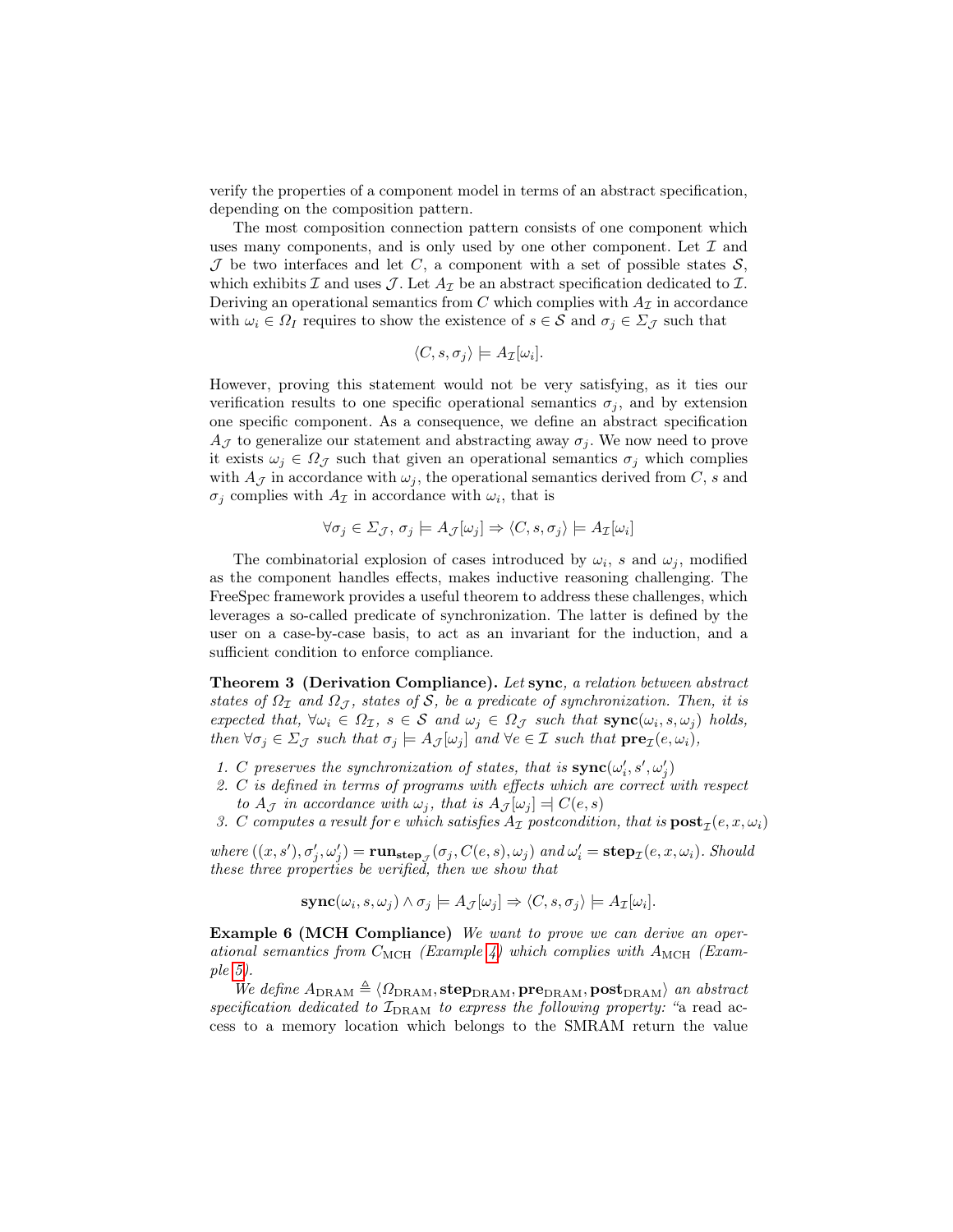verify the properties of a component model in terms of an abstract specification, depending on the composition pattern.

The most composition connection pattern consists of one component which uses many components, and is only used by one other component. Let $\mathcal{I}$ and $\mathcal{J}$ be two interfaces and let $C$, a component with a set of possible states $\mathcal{S}$, which exhibits $\mathcal{I}$ and uses $\mathcal{J}$. Let $A_\mathcal{I}$ be an abstract specification dedicated to $\mathcal{I}$. Deriving an operational semantics from $C$ which complies with $A_\mathcal{I}$ in accordance with $\omega_i \in \Omega_I$ requires to show the existence of $s \in \mathcal{S}$ and $\sigma_j \in \Sigma_\mathcal{J}$ such that

$$\langle C, s, \sigma_j \rangle \models A_\mathcal{I}[\omega_i].$$

However, proving this statement would not be very satisfying, as it ties our verification results to one specific operational semantics $\sigma_j$, and by extension one specific component. As a consequence, we define an abstract specification $A_\mathcal{J}$ to generalize our statement and abstracting away $\sigma_j$. We now need to prove it exists $\omega_j \in \Omega_\mathcal{J}$ such that given an operational semantics $\sigma_j$ which complies with $A_\mathcal{J}$ in accordance with $\omega_j$, the operational semantics derived from $C$, $s$ and $\sigma_j$ complies with $A_\mathcal{I}$ in accordance with $\omega_i$, that is

$$\forall \sigma_j \in \Sigma_\mathcal{J},\, \sigma_j \models A_\mathcal{J}[\omega_j] \Rightarrow \langle C, s, \sigma_j \rangle \models A_\mathcal{I}[\omega_i]$$

The combinatorial explosion of cases introduced by $\omega_i$, $s$ and $\omega_j$, modified as the component handles effects, makes inductive reasoning challenging. The FreeSpec framework provides a useful theorem to address these challenges, which leverages a so-called predicate of synchronization. The latter is defined by the user on a case-by-case basis, to act as an invariant for the induction, and a sufficient condition to enforce compliance.

**Theorem 3 (Derivation Compliance).** *Let* $\mathbf{sync}$*, a relation between abstract states of* $\Omega_\mathcal{I}$ *and* $\Omega_\mathcal{J}$*, states of* $\mathcal{S}$*, be a predicate of synchronization. Then, it is expected that,* $\forall \omega_i \in \Omega_\mathcal{I}$*,* $s \in \mathcal{S}$ *and* $\omega_j \in \Omega_\mathcal{J}$ *such that* $\mathbf{sync}(\omega_i, s, \omega_j)$ *holds, then* $\forall \sigma_j \in \Sigma_\mathcal{J}$ *such that* $\sigma_j \models A_\mathcal{J}[\omega_j]$ *and* $\forall e \in \mathcal{I}$ *such that* $\mathbf{pre}_\mathcal{I}(e, \omega_i)$*,*

1. *$C$ preserves the synchronization of states, that is* $\mathbf{sync}(\omega_i', s', \omega_j')$
2. *$C$ is defined in terms of programs with effects which are correct with respect to $A_\mathcal{J}$ in accordance with $\omega_j$, that is* $A_\mathcal{J}[\omega_j] \Dashv C(e, s)$
3. *$C$ computes a result for $e$ which satisfies $A_\mathcal{I}$ postcondition, that is* $\mathbf{post}_\mathcal{I}(e, x, \omega_i)$

*where* $((x, s'), \sigma_j', \omega_j') = \mathbf{run}_{\mathbf{step}_\mathcal{J}}(\sigma_j, C(e, s), \omega_j)$ *and* $\omega_i' = \mathbf{step}_\mathcal{I}(e, x, \omega_i)$*. Should these three properties be verified, then we show that*

$$\mathbf{sync}(\omega_i, s, \omega_j) \wedge \sigma_j \models A_\mathcal{J}[\omega_j] \Rightarrow \langle C, s, \sigma_j \rangle \models A_\mathcal{I}[\omega_i].$$

**Example 6 (MCH Compliance)** *We want to prove we can derive an operational semantics from* $C_{\text{MCH}}$ *(Example 4) which complies with* $A_{\text{MCH}}$ *(Example 5).*

*We define* $A_{\text{DRAM}} \triangleq \langle \Omega_{\text{DRAM}}, \mathbf{step}_{\text{DRAM}}, \mathbf{pre}_{\text{DRAM}}, \mathbf{post}_{\text{DRAM}} \rangle$ *an abstract specification dedicated to* $\mathcal{I}_{\text{DRAM}}$ *to express the following property:* "a read access to a memory location which belongs to the SMRAM return the value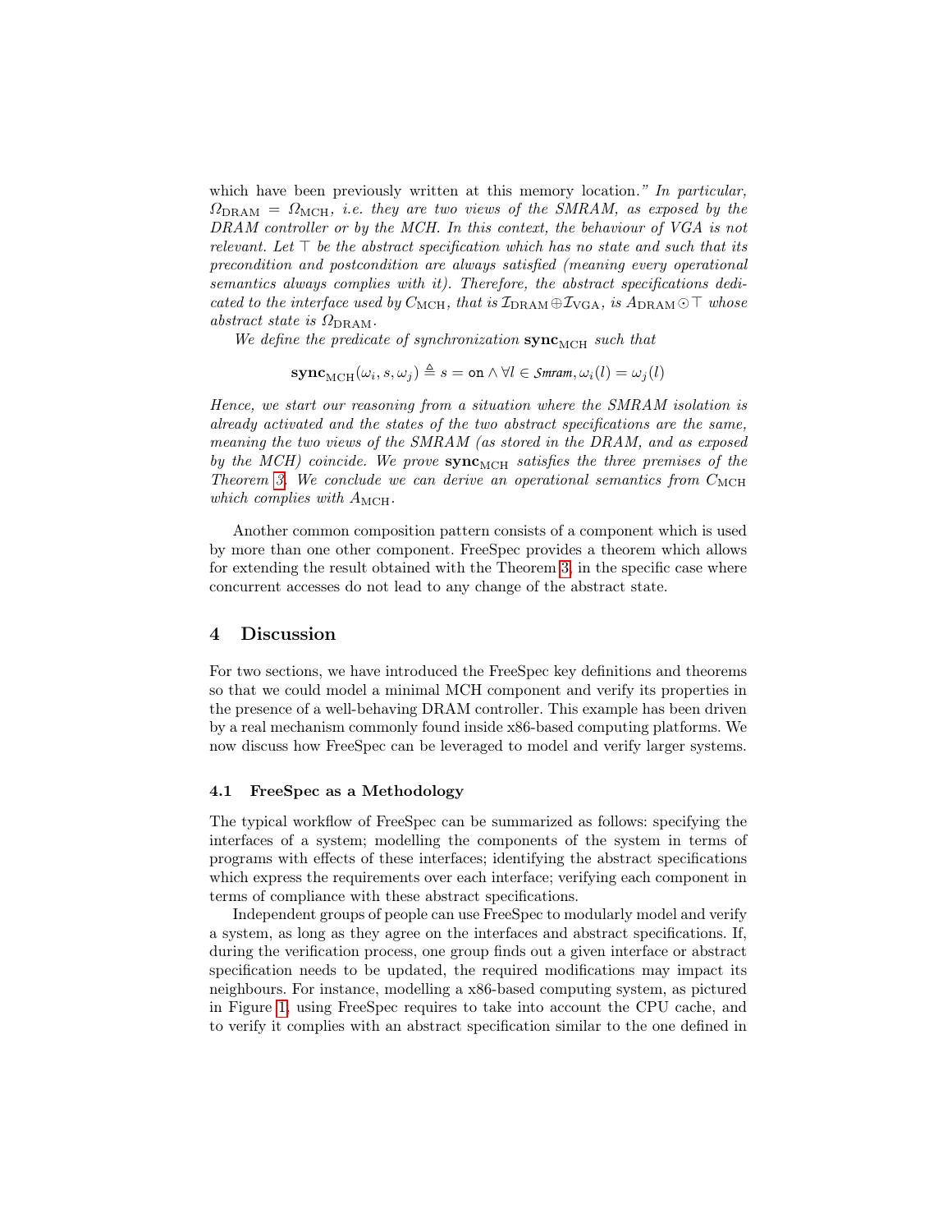*which have been previously written at this memory location." In particular, $\Omega_{\text{DRAM}} = \Omega_{\text{MCH}}$, i.e. they are two views of the SMRAM, as exposed by the DRAM controller or by the MCH. In this context, the behaviour of VGA is not relevant. Let $\top$ be the abstract specification which has no state and such that its precondition and postcondition are always satisfied (meaning every operational semantics always complies with it). Therefore, the abstract specifications dedicated to the interface used by $C_{\text{MCH}}$, that is $\mathcal{I}_{\text{DRAM}} \oplus \mathcal{I}_{\text{VGA}}$, is $A_{\text{DRAM}} \odot \top$ whose abstract state is $\Omega_{\text{DRAM}}$.*

*We define the predicate of synchronization $\mathbf{sync}_{\text{MCH}}$ such that*

$$\mathbf{sync}_{\text{MCH}}(\omega_i, s, \omega_j) \triangleq s = \texttt{on} \land \forall l \in \mathit{Smram}, \omega_i(l) = \omega_j(l)$$

*Hence, we start our reasoning from a situation where the SMRAM isolation is already activated and the states of the two abstract specifications are the same, meaning the two views of the SMRAM (as stored in the DRAM, and as exposed by the MCH) coincide. We prove $\mathbf{sync}_{\text{MCH}}$ satisfies the three premises of the Theorem 3. We conclude we can derive an operational semantics from $C_{\text{MCH}}$ which complies with $A_{\text{MCH}}$.*

Another common composition pattern consists of a component which is used by more than one other component. FreeSpec provides a theorem which allows for extending the result obtained with the Theorem 3, in the specific case where concurrent accesses do not lead to any change of the abstract state.

## 4 Discussion

For two sections, we have introduced the FreeSpec key definitions and theorems so that we could model a minimal MCH component and verify its properties in the presence of a well-behaving DRAM controller. This example has been driven by a real mechanism commonly found inside x86-based computing platforms. We now discuss how FreeSpec can be leveraged to model and verify larger systems.

### 4.1 FreeSpec as a Methodology

The typical workflow of FreeSpec can be summarized as follows: specifying the interfaces of a system; modelling the components of the system in terms of programs with effects of these interfaces; identifying the abstract specifications which express the requirements over each interface; verifying each component in terms of compliance with these abstract specifications.

Independent groups of people can use FreeSpec to modularly model and verify a system, as long as they agree on the interfaces and abstract specifications. If, during the verification process, one group finds out a given interface or abstract specification needs to be updated, the required modifications may impact its neighbours. For instance, modelling a x86-based computing system, as pictured in Figure 1, using FreeSpec requires to take into account the CPU cache, and to verify it complies with an abstract specification similar to the one defined in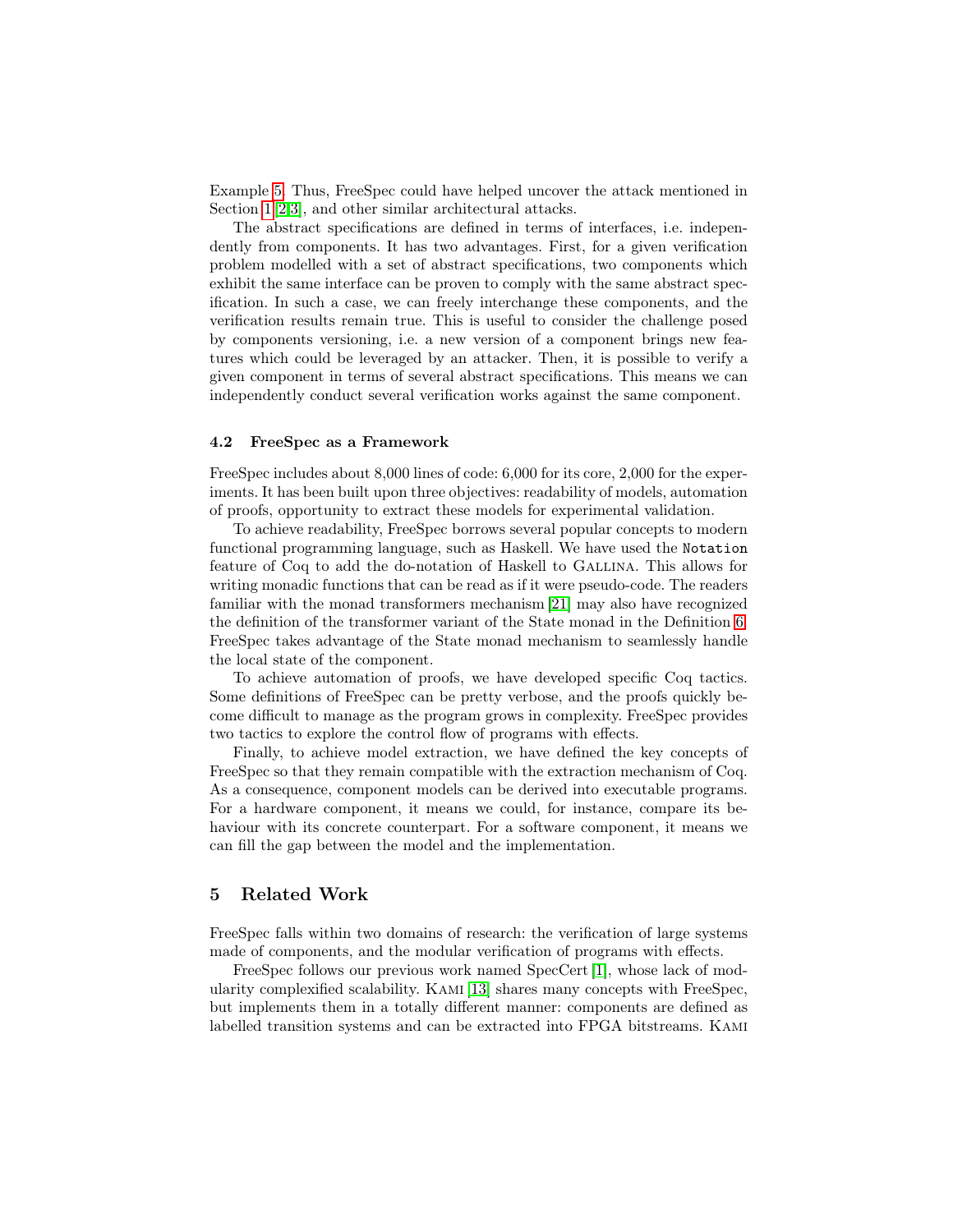Example 5. Thus, FreeSpec could have helped uncover the attack mentioned in Section 1 [2,3], and other similar architectural attacks.

The abstract specifications are defined in terms of interfaces, i.e. independently from components. It has two advantages. First, for a given verification problem modelled with a set of abstract specifications, two components which exhibit the same interface can be proven to comply with the same abstract specification. In such a case, we can freely interchange these components, and the verification results remain true. This is useful to consider the challenge posed by components versioning, i.e. a new version of a component brings new features which could be leveraged by an attacker. Then, it is possible to verify a given component in terms of several abstract specifications. This means we can independently conduct several verification works against the same component.

### 4.2 FreeSpec as a Framework

FreeSpec includes about 8,000 lines of code: 6,000 for its core, 2,000 for the experiments. It has been built upon three objectives: readability of models, automation of proofs, opportunity to extract these models for experimental validation.

To achieve readability, FreeSpec borrows several popular concepts to modern functional programming language, such as Haskell. We have used the `Notation` feature of Coq to add the do-notation of Haskell to Gallina. This allows for writing monadic functions that can be read as if it were pseudo-code. The readers familiar with the monad transformers mechanism [21] may also have recognized the definition of the transformer variant of the State monad in the Definition 6. FreeSpec takes advantage of the State monad mechanism to seamlessly handle the local state of the component.

To achieve automation of proofs, we have developed specific Coq tactics. Some definitions of FreeSpec can be pretty verbose, and the proofs quickly become difficult to manage as the program grows in complexity. FreeSpec provides two tactics to explore the control flow of programs with effects.

Finally, to achieve model extraction, we have defined the key concepts of FreeSpec so that they remain compatible with the extraction mechanism of Coq. As a consequence, component models can be derived into executable programs. For a hardware component, it means we could, for instance, compare its behaviour with its concrete counterpart. For a software component, it means we can fill the gap between the model and the implementation.

## 5 Related Work

FreeSpec falls within two domains of research: the verification of large systems made of components, and the modular verification of programs with effects.

FreeSpec follows our previous work named SpecCert [1], whose lack of modularity complexified scalability. Kami [13] shares many concepts with FreeSpec, but implements them in a totally different manner: components are defined as labelled transition systems and can be extracted into FPGA bitstreams. Kami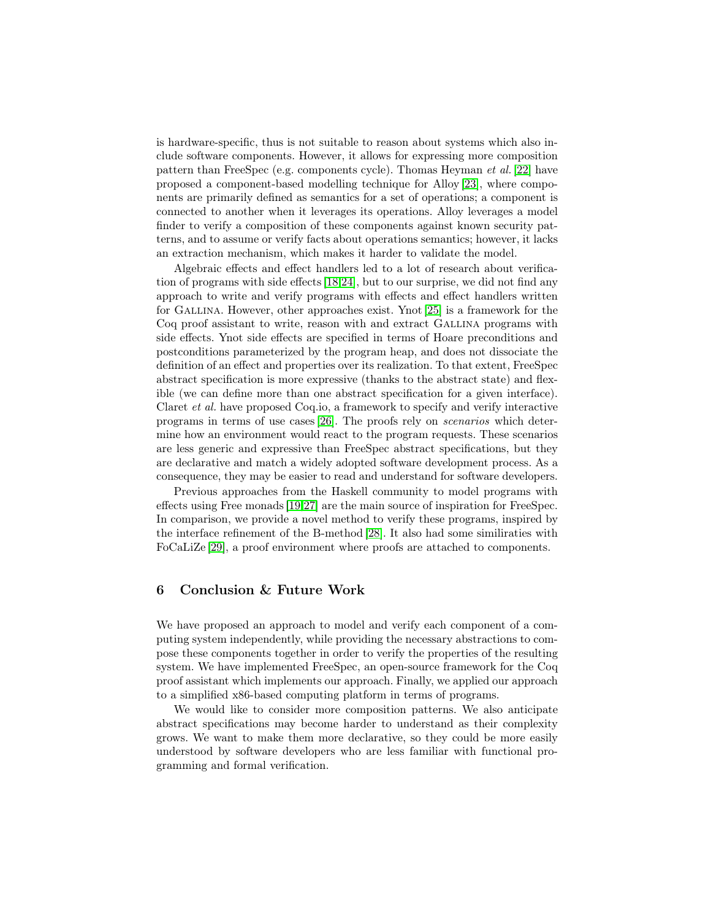is hardware-specific, thus is not suitable to reason about systems which also include software components. However, it allows for expressing more composition pattern than FreeSpec (e.g. components cycle). Thomas Heyman *et al.* [22] have proposed a component-based modelling technique for Alloy [23], where components are primarily defined as semantics for a set of operations; a component is connected to another when it leverages its operations. Alloy leverages a model finder to verify a composition of these components against known security patterns, and to assume or verify facts about operations semantics; however, it lacks an extraction mechanism, which makes it harder to validate the model.

Algebraic effects and effect handlers led to a lot of research about verification of programs with side effects [18,24], but to our surprise, we did not find any approach to write and verify programs with effects and effect handlers written for GALLINA. However, other approaches exist. Ynot [25] is a framework for the Coq proof assistant to write, reason with and extract GALLINA programs with side effects. Ynot side effects are specified in terms of Hoare preconditions and postconditions parameterized by the program heap, and does not dissociate the definition of an effect and properties over its realization. To that extent, FreeSpec abstract specification is more expressive (thanks to the abstract state) and flexible (we can define more than one abstract specification for a given interface). Claret *et al.* have proposed Coq.io, a framework to specify and verify interactive programs in terms of use cases [26]. The proofs rely on *scenarios* which determine how an environment would react to the program requests. These scenarios are less generic and expressive than FreeSpec abstract specifications, but they are declarative and match a widely adopted software development process. As a consequence, they may be easier to read and understand for software developers.

Previous approaches from the Haskell community to model programs with effects using Free monads [19,27] are the main source of inspiration for FreeSpec. In comparison, we provide a novel method to verify these programs, inspired by the interface refinement of the B-method [28]. It also had some similiraties with FoCaLiZe [29], a proof environment where proofs are attached to components.

## 6 Conclusion & Future Work

We have proposed an approach to model and verify each component of a computing system independently, while providing the necessary abstractions to compose these components together in order to verify the properties of the resulting system. We have implemented FreeSpec, an open-source framework for the Coq proof assistant which implements our approach. Finally, we applied our approach to a simplified x86-based computing platform in terms of programs.

We would like to consider more composition patterns. We also anticipate abstract specifications may become harder to understand as their complexity grows. We want to make them more declarative, so they could be more easily understood by software developers who are less familiar with functional programming and formal verification.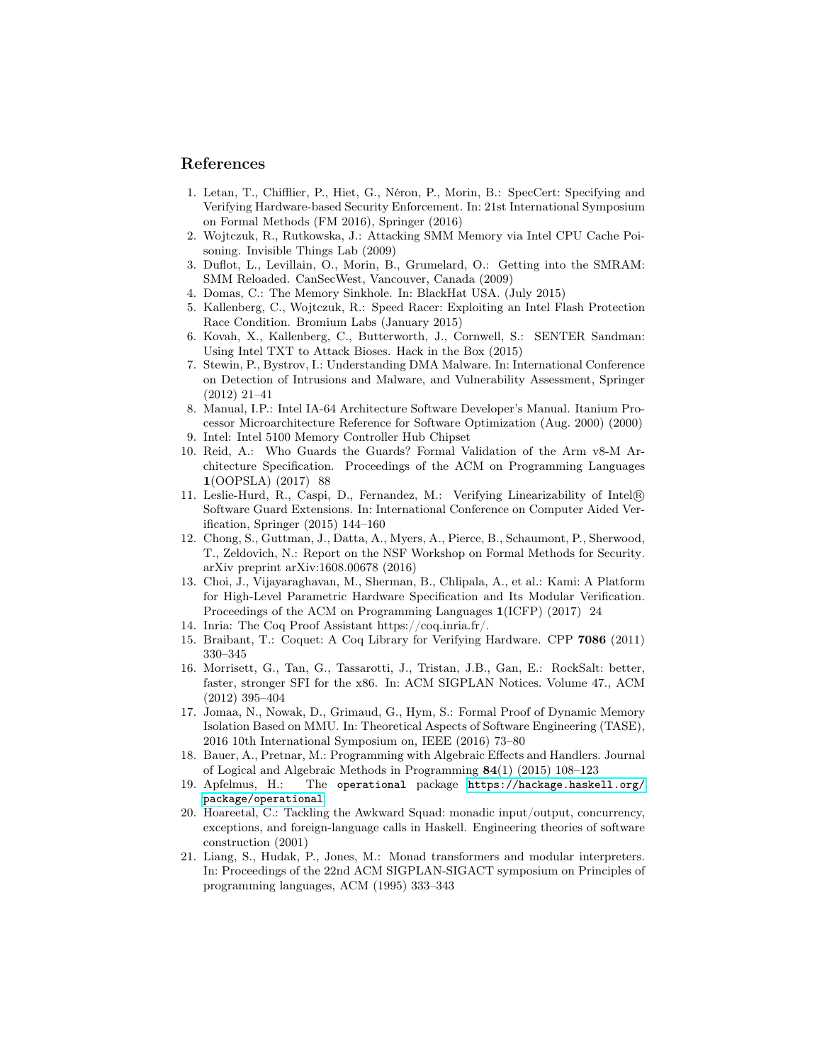## References

1. Letan, T., Chifflier, P., Hiet, G., Néron, P., Morin, B.: SpecCert: Specifying and Verifying Hardware-based Security Enforcement. In: 21st International Symposium on Formal Methods (FM 2016), Springer (2016)
2. Wojtczuk, R., Rutkowska, J.: Attacking SMM Memory via Intel CPU Cache Poisoning. Invisible Things Lab (2009)
3. Duflot, L., Levillain, O., Morin, B., Grumelard, O.: Getting into the SMRAM: SMM Reloaded. CanSecWest, Vancouver, Canada (2009)
4. Domas, C.: The Memory Sinkhole. In: BlackHat USA. (July 2015)
5. Kallenberg, C., Wojtczuk, R.: Speed Racer: Exploiting an Intel Flash Protection Race Condition. Bromium Labs (January 2015)
6. Kovah, X., Kallenberg, C., Butterworth, J., Cornwell, S.: SENTER Sandman: Using Intel TXT to Attack Bioses. Hack in the Box (2015)
7. Stewin, P., Bystrov, I.: Understanding DMA Malware. In: International Conference on Detection of Intrusions and Malware, and Vulnerability Assessment, Springer (2012) 21–41
8. Manual, I.P.: Intel IA-64 Architecture Software Developer's Manual. Itanium Processor Microarchitecture Reference for Software Optimization (Aug. 2000) (2000)
9. Intel: Intel 5100 Memory Controller Hub Chipset
10. Reid, A.: Who Guards the Guards? Formal Validation of the Arm v8-M Architecture Specification. Proceedings of the ACM on Programming Languages **1**(OOPSLA) (2017) 88
11. Leslie-Hurd, R., Caspi, D., Fernandez, M.: Verifying Linearizability of Intel® Software Guard Extensions. In: International Conference on Computer Aided Verification, Springer (2015) 144–160
12. Chong, S., Guttman, J., Datta, A., Myers, A., Pierce, B., Schaumont, P., Sherwood, T., Zeldovich, N.: Report on the NSF Workshop on Formal Methods for Security. arXiv preprint arXiv:1608.00678 (2016)
13. Choi, J., Vijayaraghavan, M., Sherman, B., Chlipala, A., et al.: Kami: A Platform for High-Level Parametric Hardware Specification and Its Modular Verification. Proceedings of the ACM on Programming Languages **1**(ICFP) (2017) 24
14. Inria: The Coq Proof Assistant https://coq.inria.fr/.
15. Braibant, T.: Coquet: A Coq Library for Verifying Hardware. CPP **7086** (2011) 330–345
16. Morrisett, G., Tan, G., Tassarotti, J., Tristan, J.B., Gan, E.: RockSalt: better, faster, stronger SFI for the x86. In: ACM SIGPLAN Notices. Volume 47., ACM (2012) 395–404
17. Jomaa, N., Nowak, D., Grimaud, G., Hym, S.: Formal Proof of Dynamic Memory Isolation Based on MMU. In: Theoretical Aspects of Software Engineering (TASE), 2016 10th International Symposium on, IEEE (2016) 73–80
18. Bauer, A., Pretnar, M.: Programming with Algebraic Effects and Handlers. Journal of Logical and Algebraic Methods in Programming **84**(1) (2015) 108–123
19. Apfelmus, H.: The `operational` package https://hackage.haskell.org/package/operational
20. Hoareetal, C.: Tackling the Awkward Squad: monadic input/output, concurrency, exceptions, and foreign-language calls in Haskell. Engineering theories of software construction (2001)
21. Liang, S., Hudak, P., Jones, M.: Monad transformers and modular interpreters. In: Proceedings of the 22nd ACM SIGPLAN-SIGACT symposium on Principles of programming languages, ACM (1995) 333–343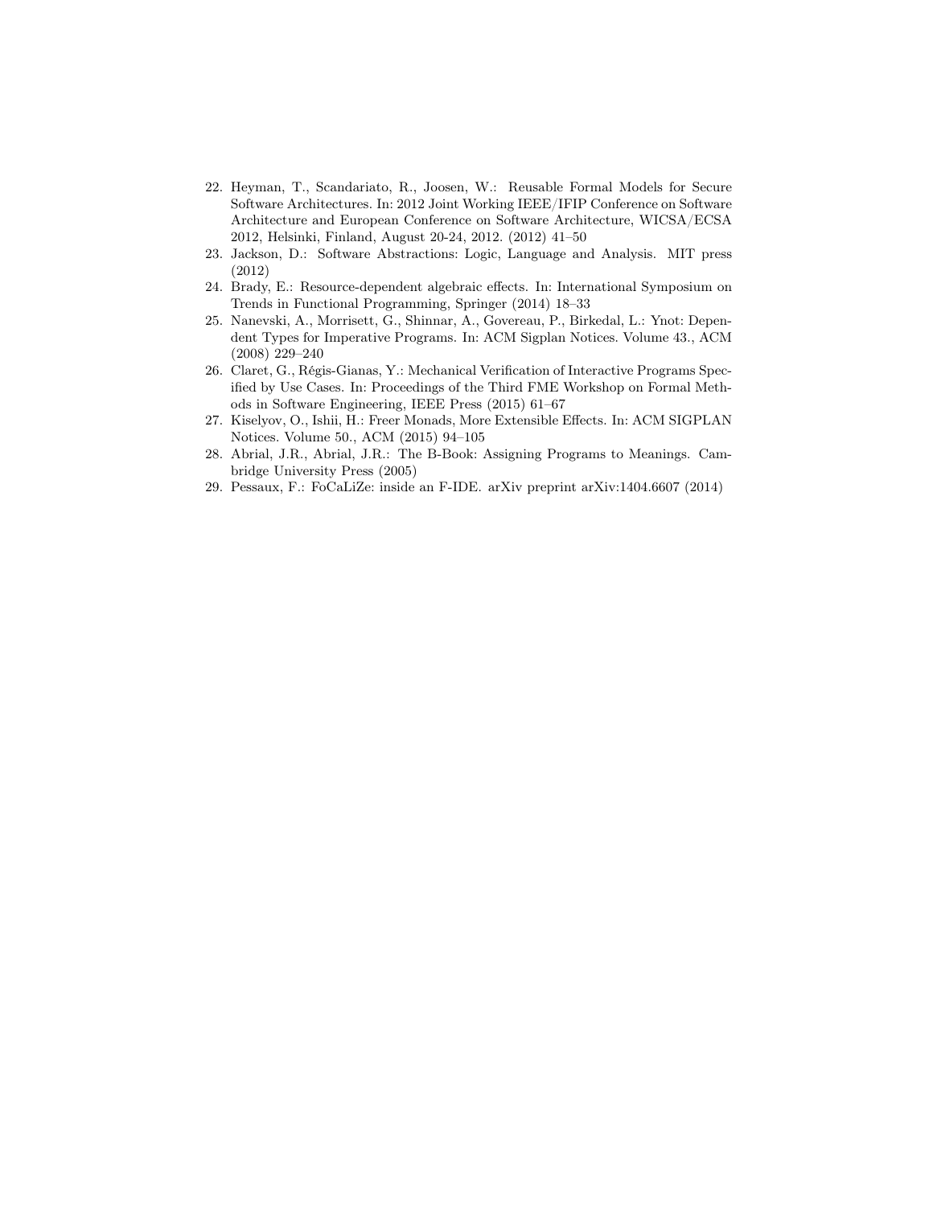22. Heyman, T., Scandariato, R., Joosen, W.: Reusable Formal Models for Secure Software Architectures. In: 2012 Joint Working IEEE/IFIP Conference on Software Architecture and European Conference on Software Architecture, WICSA/ECSA 2012, Helsinki, Finland, August 20-24, 2012. (2012) 41–50
23. Jackson, D.: Software Abstractions: Logic, Language and Analysis. MIT press (2012)
24. Brady, E.: Resource-dependent algebraic effects. In: International Symposium on Trends in Functional Programming, Springer (2014) 18–33
25. Nanevski, A., Morrisett, G., Shinnar, A., Govereau, P., Birkedal, L.: Ynot: Dependent Types for Imperative Programs. In: ACM Sigplan Notices. Volume 43., ACM (2008) 229–240
26. Claret, G., Régis-Gianas, Y.: Mechanical Verification of Interactive Programs Specified by Use Cases. In: Proceedings of the Third FME Workshop on Formal Methods in Software Engineering, IEEE Press (2015) 61–67
27. Kiselyov, O., Ishii, H.: Freer Monads, More Extensible Effects. In: ACM SIGPLAN Notices. Volume 50., ACM (2015) 94–105
28. Abrial, J.R., Abrial, J.R.: The B-Book: Assigning Programs to Meanings. Cambridge University Press (2005)
29. Pessaux, F.: FoCaLiZe: inside an F-IDE. arXiv preprint arXiv:1404.6607 (2014)